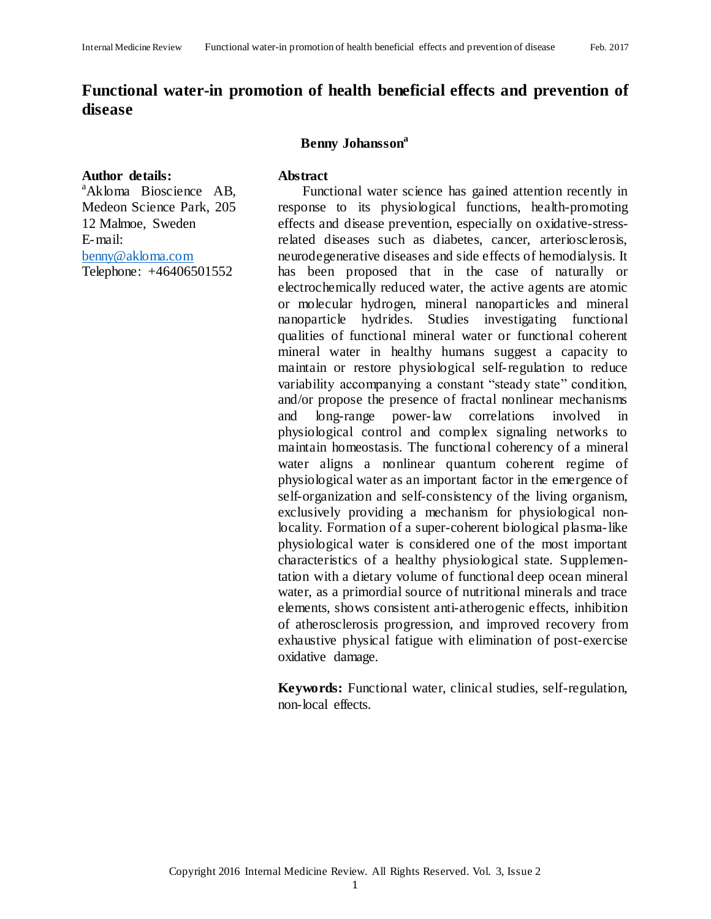# Functional water-in promotion of health beneficial effects and prevention of disease

**Benny Johansson**[a]

**Author details:**

[a]Akloma Bioscience AB, Medeon Science Park, 205 12 Malmoe, Sweden
E-mail: benny@akloma.com
Telephone: +46406501552

## Abstract

Functional water science has gained attention recently in response to its physiological functions, health-promoting effects and disease prevention, especially on oxidative-stress-related diseases such as diabetes, cancer, arteriosclerosis, neurodegenerative diseases and side effects of hemodialysis. It has been proposed that in the case of naturally or electrochemically reduced water, the active agents are atomic or molecular hydrogen, mineral nanoparticles and mineral nanoparticle hydrides. Studies investigating functional qualities of functional mineral water or functional coherent mineral water in healthy humans suggest a capacity to maintain or restore physiological self-regulation to reduce variability accompanying a constant "steady state" condition, and/or propose the presence of fractal nonlinear mechanisms and long-range power-law correlations involved in physiological control and complex signaling networks to maintain homeostasis. The functional coherency of a mineral water aligns a nonlinear quantum coherent regime of physiological water as an important factor in the emergence of self-organization and self-consistency of the living organism, exclusively providing a mechanism for physiological non-locality. Formation of a super-coherent biological plasma-like physiological water is considered one of the most important characteristics of a healthy physiological state. Supplementation with a dietary volume of functional deep ocean mineral water, as a primordial source of nutritional minerals and trace elements, shows consistent anti-atherogenic effects, inhibition of atherosclerosis progression, and improved recovery from exhaustive physical fatigue with elimination of post-exercise oxidative damage.

**Keywords:** Functional water, clinical studies, self-regulation, non-local effects.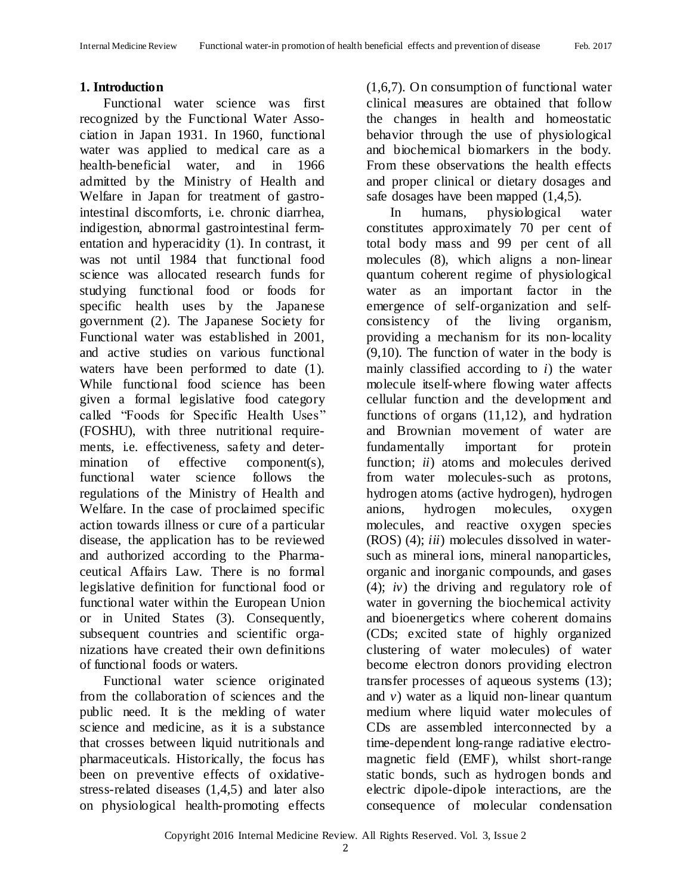## 1. Introduction

Functional water science was first recognized by the Functional Water Association in Japan 1931. In 1960, functional water was applied to medical care as a health-beneficial water, and in 1966 admitted by the Ministry of Health and Welfare in Japan for treatment of gastrointestinal discomforts, i.e. chronic diarrhea, indigestion, abnormal gastrointestinal fermentation and hyperacidity (1). In contrast, it was not until 1984 that functional food science was allocated research funds for studying functional food or foods for specific health uses by the Japanese government (2). The Japanese Society for Functional water was established in 2001, and active studies on various functional waters have been performed to date (1). While functional food science has been given a formal legislative food category called "Foods for Specific Health Uses" (FOSHU), with three nutritional requirements, i.e. effectiveness, safety and determination of effective component(s), functional water science follows the regulations of the Ministry of Health and Welfare. In the case of proclaimed specific action towards illness or cure of a particular disease, the application has to be reviewed and authorized according to the Pharmaceutical Affairs Law. There is no formal legislative definition for functional food or functional water within the European Union or in United States (3). Consequently, subsequent countries and scientific organizations have created their own definitions of functional foods or waters.

Functional water science originated from the collaboration of sciences and the public need. It is the melding of water science and medicine, as it is a substance that crosses between liquid nutritionals and pharmaceuticals. Historically, the focus has been on preventive effects of oxidative-stress-related diseases (1,4,5) and later also on physiological health-promoting effects (1,6,7). On consumption of functional water clinical measures are obtained that follow the changes in health and homeostatic behavior through the use of physiological and biochemical biomarkers in the body. From these observations the health effects and proper clinical or dietary dosages and safe dosages have been mapped (1,4,5).

In humans, physiological water constitutes approximately 70 per cent of total body mass and 99 per cent of all molecules (8), which aligns a non-linear quantum coherent regime of physiological water as an important factor in the emergence of self-organization and self-consistency of the living organism, providing a mechanism for its non-locality (9,10). The function of water in the body is mainly classified according to *i*) the water molecule itself-where flowing water affects cellular function and the development and functions of organs (11,12), and hydration and Brownian movement of water are fundamentally important for protein function; *ii*) atoms and molecules derived from water molecules-such as protons, hydrogen atoms (active hydrogen), hydrogen anions, hydrogen molecules, oxygen molecules, and reactive oxygen species (ROS) (4); *iii*) molecules dissolved in water-such as mineral ions, mineral nanoparticles, organic and inorganic compounds, and gases (4); *iv*) the driving and regulatory role of water in governing the biochemical activity and bioenergetics where coherent domains (CDs; excited state of highly organized clustering of water molecules) of water become electron donors providing electron transfer processes of aqueous systems (13); and *v*) water as a liquid non-linear quantum medium where liquid water molecules of CDs are assembled interconnected by a time-dependent long-range radiative electromagnetic field (EMF), whilst short-range static bonds, such as hydrogen bonds and electric dipole-dipole interactions, are the consequence of molecular condensation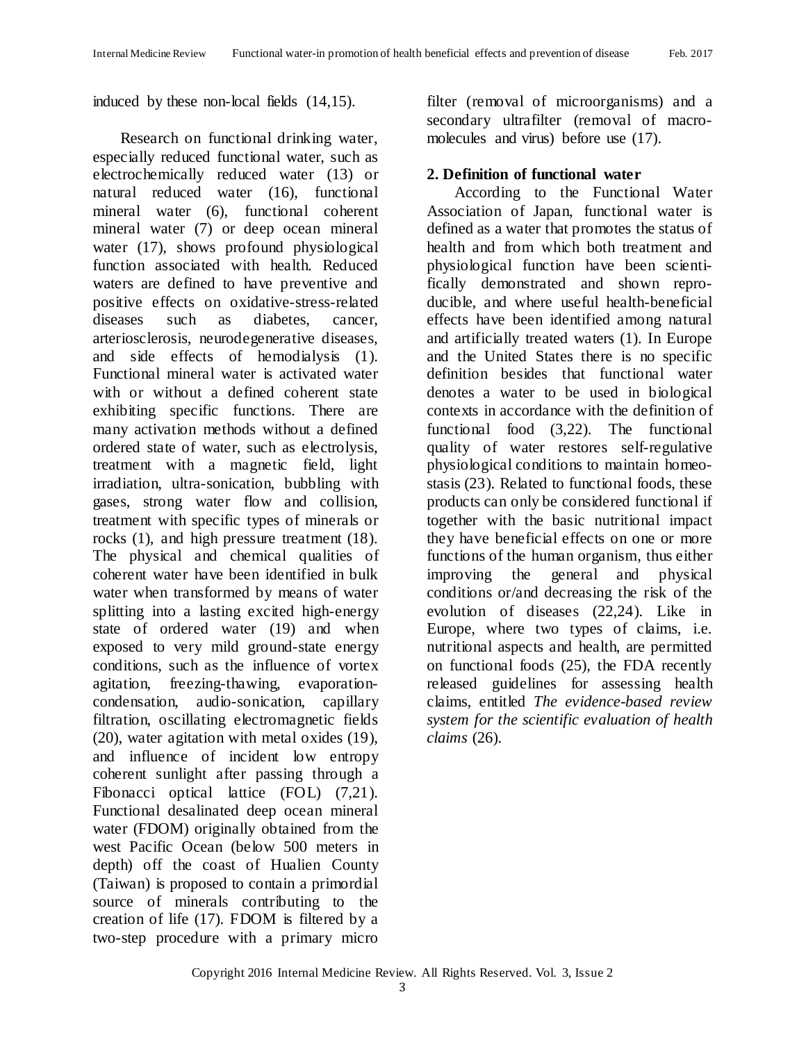induced by these non-local fields (14,15).

Research on functional drinking water, especially reduced functional water, such as electrochemically reduced water (13) or natural reduced water (16), functional mineral water (6), functional coherent mineral water (7) or deep ocean mineral water (17), shows profound physiological function associated with health. Reduced waters are defined to have preventive and positive effects on oxidative-stress-related diseases such as diabetes, cancer, arteriosclerosis, neurodegenerative diseases, and side effects of hemodialysis (1). Functional mineral water is activated water with or without a defined coherent state exhibiting specific functions. There are many activation methods without a defined ordered state of water, such as electrolysis, treatment with a magnetic field, light irradiation, ultra-sonication, bubbling with gases, strong water flow and collision, treatment with specific types of minerals or rocks (1), and high pressure treatment (18). The physical and chemical qualities of coherent water have been identified in bulk water when transformed by means of water splitting into a lasting excited high-energy state of ordered water (19) and when exposed to very mild ground-state energy conditions, such as the influence of vortex agitation, freezing-thawing, evaporation-condensation, audio-sonication, capillary filtration, oscillating electromagnetic fields (20), water agitation with metal oxides (19), and influence of incident low entropy coherent sunlight after passing through a Fibonacci optical lattice (FOL) (7,21). Functional desalinated deep ocean mineral water (FDOM) originally obtained from the west Pacific Ocean (below 500 meters in depth) off the coast of Hualien County (Taiwan) is proposed to contain a primordial source of minerals contributing to the creation of life (17). FDOM is filtered by a two-step procedure with a primary micro filter (removal of microorganisms) and a secondary ultrafilter (removal of macro-molecules and virus) before use (17).

## 2. Definition of functional water

According to the Functional Water Association of Japan, functional water is defined as a water that promotes the status of health and from which both treatment and physiological function have been scientifically demonstrated and shown reproducible, and where useful health-beneficial effects have been identified among natural and artificially treated waters (1). In Europe and the United States there is no specific definition besides that functional water denotes a water to be used in biological contexts in accordance with the definition of functional food (3,22). The functional quality of water restores self-regulative physiological conditions to maintain homeostasis (23). Related to functional foods, these products can only be considered functional if together with the basic nutritional impact they have beneficial effects on one or more functions of the human organism, thus either improving the general and physical conditions or/and decreasing the risk of the evolution of diseases (22,24). Like in Europe, where two types of claims, i.e. nutritional aspects and health, are permitted on functional foods (25), the FDA recently released guidelines for assessing health claims, entitled *The evidence-based review system for the scientific evaluation of health claims* (26).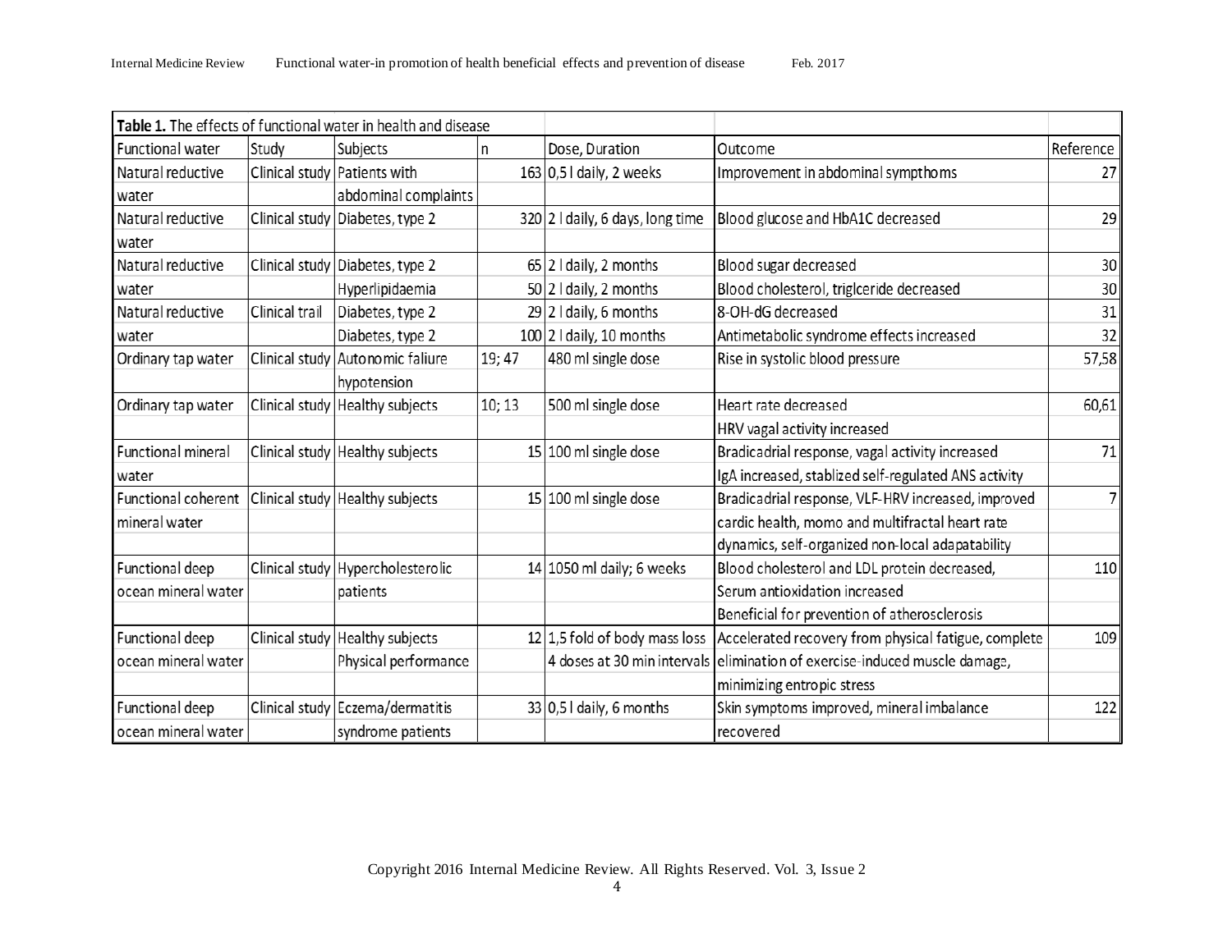**Table 1.** The effects of functional water in health and disease

| Functional water | Study | Subjects | n | Dose, Duration | Outcome | Reference |
|---|---|---|---|---|---|---|
| Natural reductive water | Clinical study | Patients with abdominal complaints | 163 | 0,5 l daily, 2 weeks | Improvement in abdominal sympthoms | 27 |
| Natural reductive water | Clinical study | Diabetes, type 2 | 320 | 2 l daily, 6 days, long time | Blood glucose and HbA1C decreased | 29 |
| Natural reductive water | Clinical study | Diabetes, type 2 | 65 | 2 l daily, 2 months | Blood sugar decreased | 30 |
| | | Hyperlipidaemia | 50 | 2 l daily, 2 months | Blood cholesterol, triglceride decreased | 30 |
| Natural reductive water | Clinical trail | Diabetes, type 2 | 29 | 2 l daily, 6 months | 8-OH-dG decreased | 31 |
| | | Diabetes, type 2 | 100 | 2 l daily, 10 months | Antimetabolic syndrome effects increased | 32 |
| Ordinary tap water | Clinical study | Autonomic faliure hypotension | 19; 47 | 480 ml single dose | Rise in systolic blood pressure | 57,58 |
| Ordinary tap water | Clinical study | Healthy subjects | 10; 13 | 500 ml single dose | Heart rate decreased HRV vagal activity increased | 60,61 |
| Functional mineral water | Clinical study | Healthy subjects | 15 | 100 ml single dose | Bradicadrial response, vagal activity increased IgA increased, stablized self-regulated ANS activity | 71 |
| Functional coherent mineral water | Clinical study | Healthy subjects | 15 | 100 ml single dose | Bradicadrial response, VLF-HRV increased, improved cardic health, momo and multifractal heart rate dynamics, self-organized non-local adapatability | 7 |
| Functional deep ocean mineral water | Clinical study | Hypercholesterolic patients | 14 | 1050 ml daily; 6 weeks | Blood cholesterol and LDL protein decreased, Serum antioxidation increased Beneficial for prevention of atherosclerosis | 110 |
| Functional deep ocean mineral water | Clinical study | Healthy subjects Physical performance | 12 | 1,5 fold of body mass loss 4 doses at 30 min intervals | Accelerated recovery from physical fatigue, complete elimination of exercise-induced muscle damage, minimizing entropic stress | 109 |
| Functional deep ocean mineral water | Clinical study | Eczema/dermatitis syndrome patients | 33 | 0,5 l daily, 6 months | Skin symptoms improved, mineral imbalance recovered | 122 |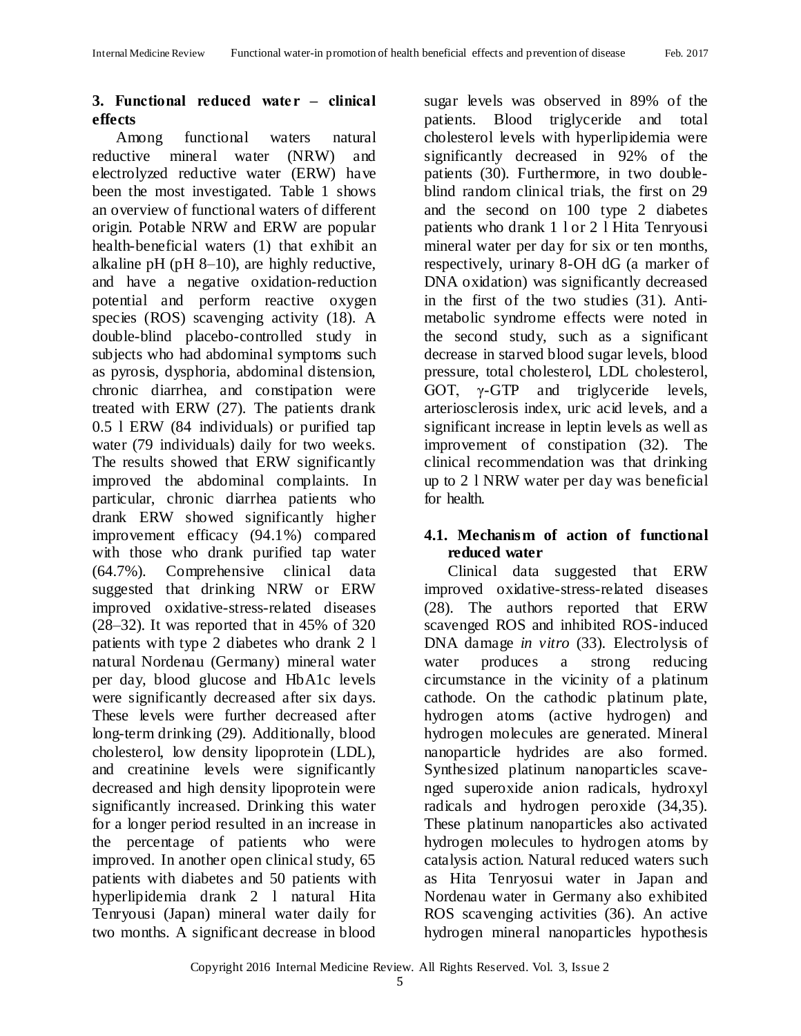## 3. Functional reduced water – clinical effects

Among functional waters natural reductive mineral water (NRW) and electrolyzed reductive water (ERW) have been the most investigated. Table 1 shows an overview of functional waters of different origin. Potable NRW and ERW are popular health-beneficial waters (1) that exhibit an alkaline pH (pH 8–10), are highly reductive, and have a negative oxidation-reduction potential and perform reactive oxygen species (ROS) scavenging activity (18). A double-blind placebo-controlled study in subjects who had abdominal symptoms such as pyrosis, dysphoria, abdominal distension, chronic diarrhea, and constipation were treated with ERW (27). The patients drank 0.5 l ERW (84 individuals) or purified tap water (79 individuals) daily for two weeks. The results showed that ERW significantly improved the abdominal complaints. In particular, chronic diarrhea patients who drank ERW showed significantly higher improvement efficacy (94.1%) compared with those who drank purified tap water (64.7%). Comprehensive clinical data suggested that drinking NRW or ERW improved oxidative-stress-related diseases (28–32). It was reported that in 45% of 320 patients with type 2 diabetes who drank 2 l natural Nordenau (Germany) mineral water per day, blood glucose and HbA1c levels were significantly decreased after six days. These levels were further decreased after long-term drinking (29). Additionally, blood cholesterol, low density lipoprotein (LDL), and creatinine levels were significantly decreased and high density lipoprotein were significantly increased. Drinking this water for a longer period resulted in an increase in the percentage of patients who were improved. In another open clinical study, 65 patients with diabetes and 50 patients with hyperlipidemia drank 2 l natural Hita Tenryousi (Japan) mineral water daily for two months. A significant decrease in blood sugar levels was observed in 89% of the patients. Blood triglyceride and total cholesterol levels with hyperlipidemia were significantly decreased in 92% of the patients (30). Furthermore, in two double-blind random clinical trials, the first on 29 and the second on 100 type 2 diabetes patients who drank 1 l or 2 l Hita Tenryousi mineral water per day for six or ten months, respectively, urinary 8-OH dG (a marker of DNA oxidation) was significantly decreased in the first of the two studies (31). Anti-metabolic syndrome effects were noted in the second study, such as a significant decrease in starved blood sugar levels, blood pressure, total cholesterol, LDL cholesterol, GOT, γ-GTP and triglyceride levels, arteriosclerosis index, uric acid levels, and a significant increase in leptin levels as well as improvement of constipation (32). The clinical recommendation was that drinking up to 2 l NRW water per day was beneficial for health.

### 4.1. Mechanism of action of functional reduced water

Clinical data suggested that ERW improved oxidative-stress-related diseases (28). The authors reported that ERW scavenged ROS and inhibited ROS-induced DNA damage *in vitro* (33). Electrolysis of water produces a strong reducing circumstance in the vicinity of a platinum cathode. On the cathodic platinum plate, hydrogen atoms (active hydrogen) and hydrogen molecules are generated. Mineral nanoparticle hydrides are also formed. Synthesized platinum nanoparticles scavenged superoxide anion radicals, hydroxyl radicals and hydrogen peroxide (34,35). These platinum nanoparticles also activated hydrogen molecules to hydrogen atoms by catalysis action. Natural reduced waters such as Hita Tenryosui water in Japan and Nordenau water in Germany also exhibited ROS scavenging activities (36). An active hydrogen mineral nanoparticles hypothesis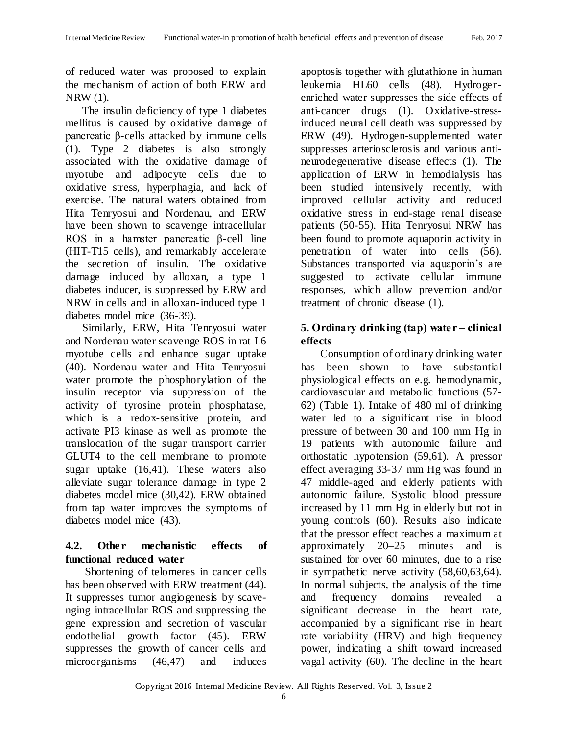of reduced water was proposed to explain the mechanism of action of both ERW and NRW (1).

The insulin deficiency of type 1 diabetes mellitus is caused by oxidative damage of pancreatic β-cells attacked by immune cells (1). Type 2 diabetes is also strongly associated with the oxidative damage of myotube and adipocyte cells due to oxidative stress, hyperphagia, and lack of exercise. The natural waters obtained from Hita Tenryosui and Nordenau, and ERW have been shown to scavenge intracellular ROS in a hamster pancreatic β-cell line (HIT-T15 cells), and remarkably accelerate the secretion of insulin. The oxidative damage induced by alloxan, a type 1 diabetes inducer, is suppressed by ERW and NRW in cells and in alloxan-induced type 1 diabetes model mice (36-39).

Similarly, ERW, Hita Tenryosui water and Nordenau water scavenge ROS in rat L6 myotube cells and enhance sugar uptake (40). Nordenau water and Hita Tenryosui water promote the phosphorylation of the insulin receptor via suppression of the activity of tyrosine protein phosphatase, which is a redox-sensitive protein, and activate PI3 kinase as well as promote the translocation of the sugar transport carrier GLUT4 to the cell membrane to promote sugar uptake (16,41). These waters also alleviate sugar tolerance damage in type 2 diabetes model mice (30,42). ERW obtained from tap water improves the symptoms of diabetes model mice (43).

### 4.2. Other mechanistic effects of functional reduced water

Shortening of telomeres in cancer cells has been observed with ERW treatment (44). It suppresses tumor angiogenesis by scavenging intracellular ROS and suppressing the gene expression and secretion of vascular endothelial growth factor (45). ERW suppresses the growth of cancer cells and microorganisms (46,47) and induces apoptosis together with glutathione in human leukemia HL60 cells (48). Hydrogen-enriched water suppresses the side effects of anti-cancer drugs (1). Oxidative-stress-induced neural cell death was suppressed by ERW (49). Hydrogen-supplemented water suppresses arteriosclerosis and various anti-neurodegenerative disease effects (1). The application of ERW in hemodialysis has been studied intensively recently, with improved cellular activity and reduced oxidative stress in end-stage renal disease patients (50-55). Hita Tenryosui NRW has been found to promote aquaporin activity in penetration of water into cells (56). Substances transported via aquaporin's are suggested to activate cellular immune responses, which allow prevention and/or treatment of chronic disease (1).

## 5. Ordinary drinking (tap) water – clinical effects

Consumption of ordinary drinking water has been shown to have substantial physiological effects on e.g. hemodynamic, cardiovascular and metabolic functions (57-62) (Table 1). Intake of 480 ml of drinking water led to a significant rise in blood pressure of between 30 and 100 mm Hg in 19 patients with autonomic failure and orthostatic hypotension (59,61). A pressor effect averaging 33-37 mm Hg was found in 47 middle-aged and elderly patients with autonomic failure. Systolic blood pressure increased by 11 mm Hg in elderly but not in young controls (60). Results also indicate that the pressor effect reaches a maximum at approximately 20–25 minutes and is sustained for over 60 minutes, due to a rise in sympathetic nerve activity (58,60,63,64). In normal subjects, the analysis of the time and frequency domains revealed a significant decrease in the heart rate, accompanied by a significant rise in heart rate variability (HRV) and high frequency power, indicating a shift toward increased vagal activity (60). The decline in the heart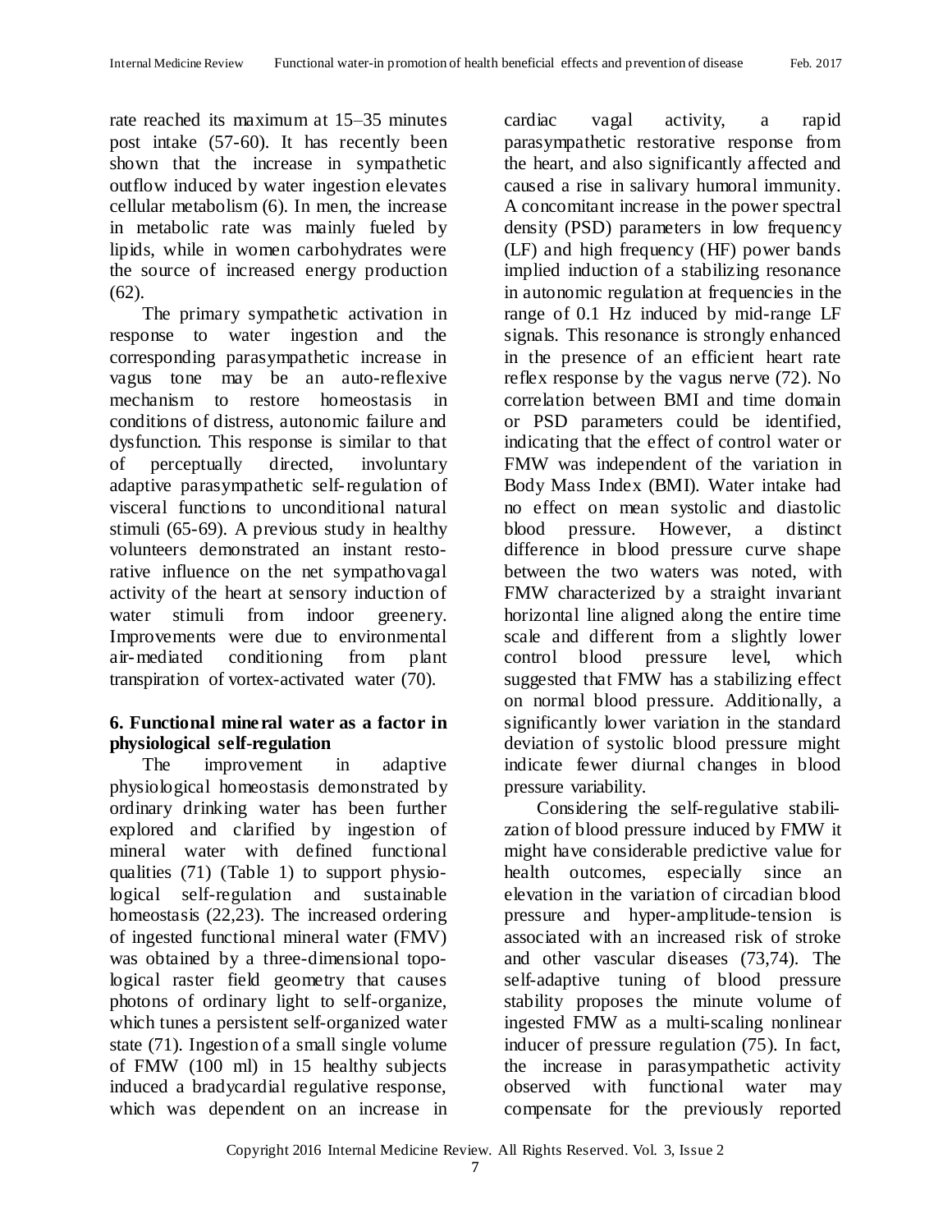rate reached its maximum at 15–35 minutes post intake (57-60). It has recently been shown that the increase in sympathetic outflow induced by water ingestion elevates cellular metabolism (6). In men, the increase in metabolic rate was mainly fueled by lipids, while in women carbohydrates were the source of increased energy production (62).

The primary sympathetic activation in response to water ingestion and the corresponding parasympathetic increase in vagus tone may be an auto-reflexive mechanism to restore homeostasis in conditions of distress, autonomic failure and dysfunction. This response is similar to that of perceptually directed, involuntary adaptive parasympathetic self-regulation of visceral functions to unconditional natural stimuli (65-69). A previous study in healthy volunteers demonstrated an instant restorative influence on the net sympathovagal activity of the heart at sensory induction of water stimuli from indoor greenery. Improvements were due to environmental air-mediated conditioning from plant transpiration of vortex-activated water (70).

## 6. Functional mineral water as a factor in physiological self-regulation

The improvement in adaptive physiological homeostasis demonstrated by ordinary drinking water has been further explored and clarified by ingestion of mineral water with defined functional qualities (71) (Table 1) to support physiological self-regulation and sustainable homeostasis (22,23). The increased ordering of ingested functional mineral water (FMV) was obtained by a three-dimensional topological raster field geometry that causes photons of ordinary light to self-organize, which tunes a persistent self-organized water state (71). Ingestion of a small single volume of FMW (100 ml) in 15 healthy subjects induced a bradycardial regulative response, which was dependent on an increase in cardiac vagal activity, a rapid parasympathetic restorative response from the heart, and also significantly affected and caused a rise in salivary humoral immunity. A concomitant increase in the power spectral density (PSD) parameters in low frequency (LF) and high frequency (HF) power bands implied induction of a stabilizing resonance in autonomic regulation at frequencies in the range of 0.1 Hz induced by mid-range LF signals. This resonance is strongly enhanced in the presence of an efficient heart rate reflex response by the vagus nerve (72). No correlation between BMI and time domain or PSD parameters could be identified, indicating that the effect of control water or FMW was independent of the variation in Body Mass Index (BMI). Water intake had no effect on mean systolic and diastolic blood pressure. However, a distinct difference in blood pressure curve shape between the two waters was noted, with FMW characterized by a straight invariant horizontal line aligned along the entire time scale and different from a slightly lower control blood pressure level, which suggested that FMW has a stabilizing effect on normal blood pressure. Additionally, a significantly lower variation in the standard deviation of systolic blood pressure might indicate fewer diurnal changes in blood pressure variability.

Considering the self-regulative stabilization of blood pressure induced by FMW it might have considerable predictive value for health outcomes, especially since an elevation in the variation of circadian blood pressure and hyper-amplitude-tension is associated with an increased risk of stroke and other vascular diseases (73,74). The self-adaptive tuning of blood pressure stability proposes the minute volume of ingested FMW as a multi-scaling nonlinear inducer of pressure regulation (75). In fact, the increase in parasympathetic activity observed with functional water may compensate for the previously reported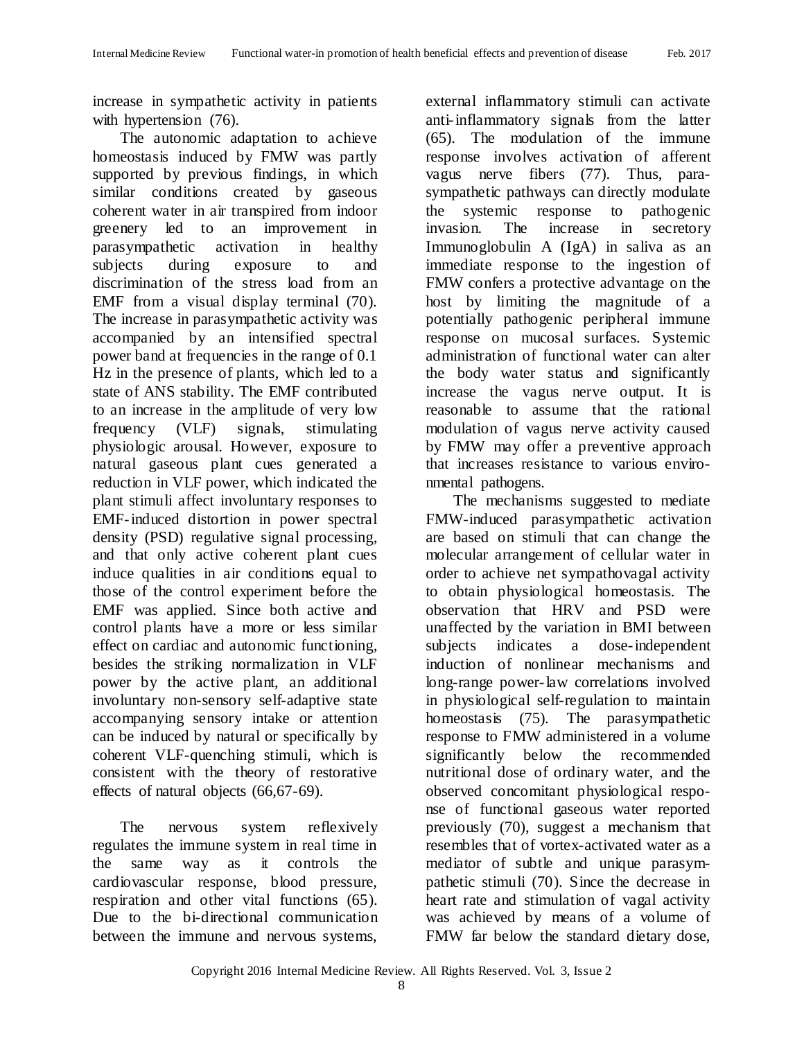increase in sympathetic activity in patients with hypertension (76).

The autonomic adaptation to achieve homeostasis induced by FMW was partly supported by previous findings, in which similar conditions created by gaseous coherent water in air transpired from indoor greenery led to an improvement in parasympathetic activation in healthy subjects during exposure to and discrimination of the stress load from an EMF from a visual display terminal (70). The increase in parasympathetic activity was accompanied by an intensified spectral power band at frequencies in the range of 0.1 Hz in the presence of plants, which led to a state of ANS stability. The EMF contributed to an increase in the amplitude of very low frequency (VLF) signals, stimulating physiologic arousal. However, exposure to natural gaseous plant cues generated a reduction in VLF power, which indicated the plant stimuli affect involuntary responses to EMF-induced distortion in power spectral density (PSD) regulative signal processing, and that only active coherent plant cues induce qualities in air conditions equal to those of the control experiment before the EMF was applied. Since both active and control plants have a more or less similar effect on cardiac and autonomic functioning, besides the striking normalization in VLF power by the active plant, an additional involuntary non-sensory self-adaptive state accompanying sensory intake or attention can be induced by natural or specifically by coherent VLF-quenching stimuli, which is consistent with the theory of restorative effects of natural objects (66,67-69).

The nervous system reflexively regulates the immune system in real time in the same way as it controls the cardiovascular response, blood pressure, respiration and other vital functions (65). Due to the bi-directional communication between the immune and nervous systems, external inflammatory stimuli can activate anti-inflammatory signals from the latter (65). The modulation of the immune response involves activation of afferent vagus nerve fibers (77). Thus, parasympathetic pathways can directly modulate the systemic response to pathogenic invasion. The increase in secretory Immunoglobulin A (IgA) in saliva as an immediate response to the ingestion of FMW confers a protective advantage on the host by limiting the magnitude of a potentially pathogenic peripheral immune response on mucosal surfaces. Systemic administration of functional water can alter the body water status and significantly increase the vagus nerve output. It is reasonable to assume that the rational modulation of vagus nerve activity caused by FMW may offer a preventive approach that increases resistance to various environmental pathogens.

The mechanisms suggested to mediate FMW-induced parasympathetic activation are based on stimuli that can change the molecular arrangement of cellular water in order to achieve net sympathovagal activity to obtain physiological homeostasis. The observation that HRV and PSD were unaffected by the variation in BMI between subjects indicates a dose-independent induction of nonlinear mechanisms and long-range power-law correlations involved in physiological self-regulation to maintain homeostasis (75). The parasympathetic response to FMW administered in a volume significantly below the recommended nutritional dose of ordinary water, and the observed concomitant physiological response of functional gaseous water reported previously (70), suggest a mechanism that resembles that of vortex-activated water as a mediator of subtle and unique parasympathetic stimuli (70). Since the decrease in heart rate and stimulation of vagal activity was achieved by means of a volume of FMW far below the standard dietary dose,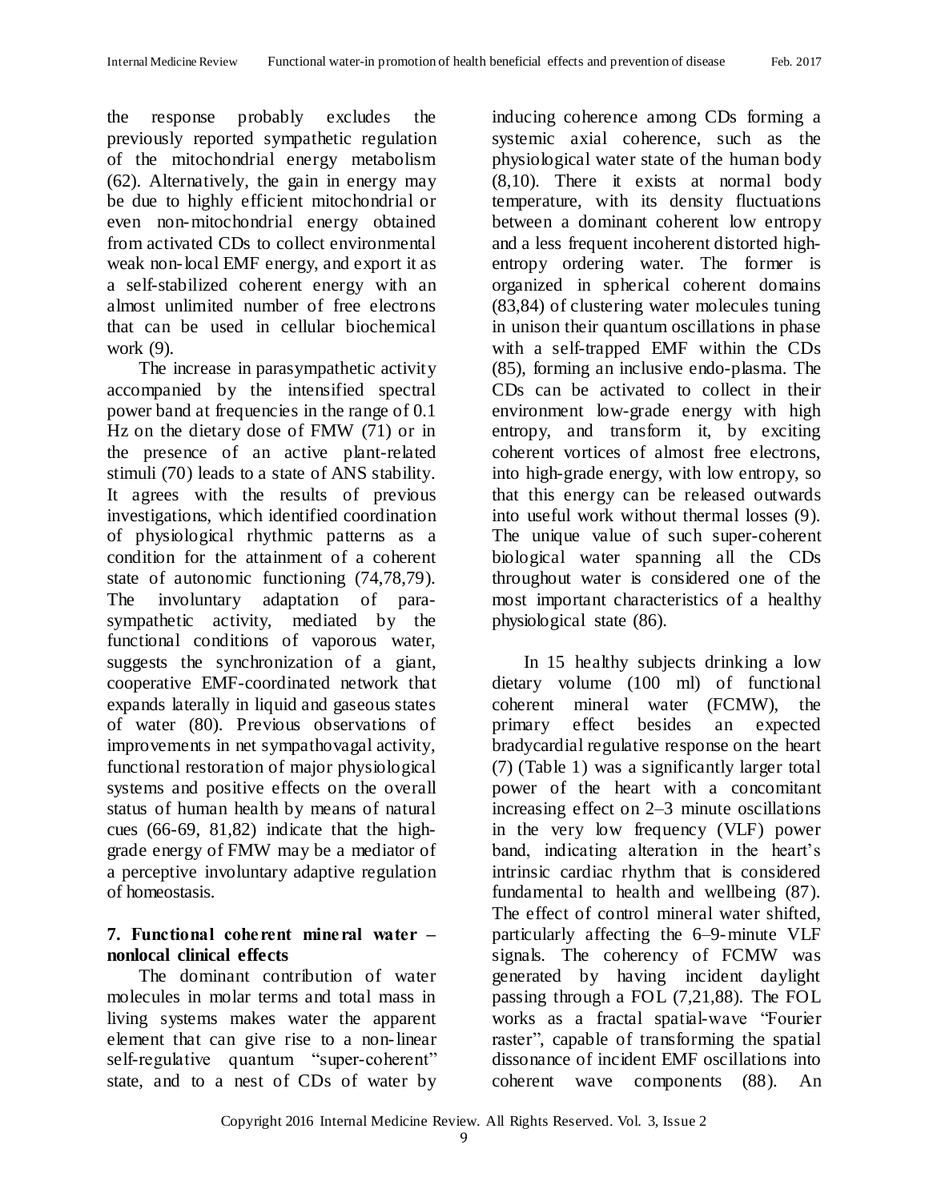the response probably excludes the previously reported sympathetic regulation of the mitochondrial energy metabolism (62). Alternatively, the gain in energy may be due to highly efficient mitochondrial or even non-mitochondrial energy obtained from activated CDs to collect environmental weak non-local EMF energy, and export it as a self-stabilized coherent energy with an almost unlimited number of free electrons that can be used in cellular biochemical work (9).

The increase in parasympathetic activity accompanied by the intensified spectral power band at frequencies in the range of 0.1 Hz on the dietary dose of FMW (71) or in the presence of an active plant-related stimuli (70) leads to a state of ANS stability. It agrees with the results of previous investigations, which identified coordination of physiological rhythmic patterns as a condition for the attainment of a coherent state of autonomic functioning (74,78,79). The involuntary adaptation of parasympathetic activity, mediated by the functional conditions of vaporous water, suggests the synchronization of a giant, cooperative EMF-coordinated network that expands laterally in liquid and gaseous states of water (80). Previous observations of improvements in net sympathovagal activity, functional restoration of major physiological systems and positive effects on the overall status of human health by means of natural cues (66-69, 81,82) indicate that the high-grade energy of FMW may be a mediator of a perceptive involuntary adaptive regulation of homeostasis.

## 7. Functional coherent mineral water – nonlocal clinical effects

The dominant contribution of water molecules in molar terms and total mass in living systems makes water the apparent element that can give rise to a non-linear self-regulative quantum "super-coherent" state, and to a nest of CDs of water by inducing coherence among CDs forming a systemic axial coherence, such as the physiological water state of the human body (8,10). There it exists at normal body temperature, with its density fluctuations between a dominant coherent low entropy and a less frequent incoherent distorted high-entropy ordering water. The former is organized in spherical coherent domains (83,84) of clustering water molecules tuning in unison their quantum oscillations in phase with a self-trapped EMF within the CDs (85), forming an inclusive endo-plasma. The CDs can be activated to collect in their environment low-grade energy with high entropy, and transform it, by exciting coherent vortices of almost free electrons, into high-grade energy, with low entropy, so that this energy can be released outwards into useful work without thermal losses (9). The unique value of such super-coherent biological water spanning all the CDs throughout water is considered one of the most important characteristics of a healthy physiological state (86).

In 15 healthy subjects drinking a low dietary volume (100 ml) of functional coherent mineral water (FCMW), the primary effect besides an expected bradycardial regulative response on the heart (7) (Table 1) was a significantly larger total power of the heart with a concomitant increasing effect on 2–3 minute oscillations in the very low frequency (VLF) power band, indicating alteration in the heart's intrinsic cardiac rhythm that is considered fundamental to health and wellbeing (87). The effect of control mineral water shifted, particularly affecting the 6–9-minute VLF signals. The coherency of FCMW was generated by having incident daylight passing through a FOL (7,21,88). The FOL works as a fractal spatial-wave "Fourier raster", capable of transforming the spatial dissonance of incident EMF oscillations into coherent wave components (88). An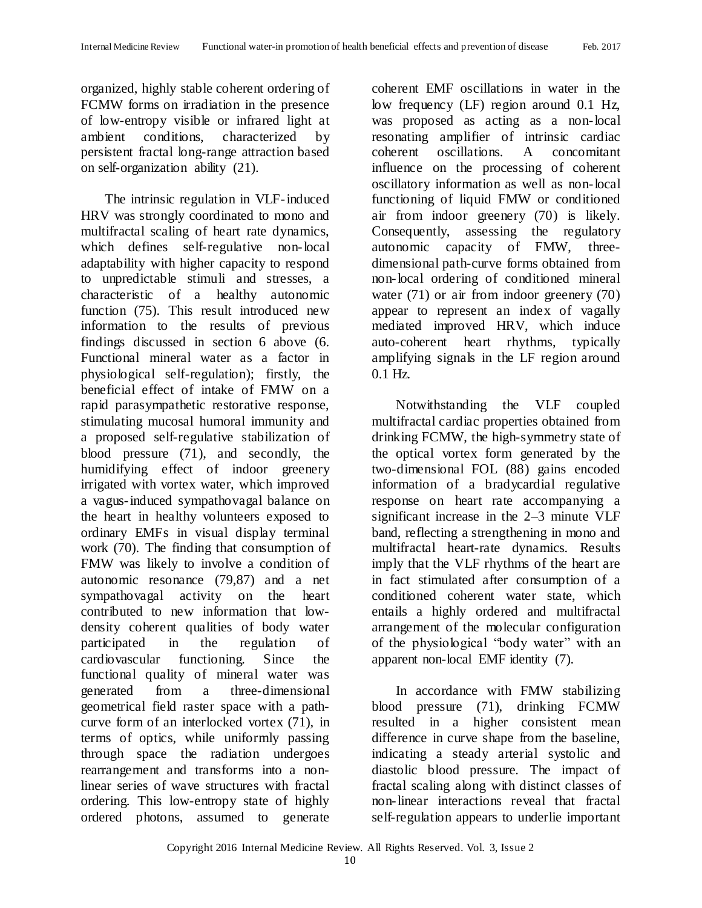organized, highly stable coherent ordering of FCMW forms on irradiation in the presence of low-entropy visible or infrared light at ambient conditions, characterized by persistent fractal long-range attraction based on self-organization ability (21).

The intrinsic regulation in VLF-induced HRV was strongly coordinated to mono and multifractal scaling of heart rate dynamics, which defines self-regulative non-local adaptability with higher capacity to respond to unpredictable stimuli and stresses, a characteristic of a healthy autonomic function (75). This result introduced new information to the results of previous findings discussed in section 6 above (6. Functional mineral water as a factor in physiological self-regulation); firstly, the beneficial effect of intake of FMW on a rapid parasympathetic restorative response, stimulating mucosal humoral immunity and a proposed self-regulative stabilization of blood pressure (71), and secondly, the humidifying effect of indoor greenery irrigated with vortex water, which improved a vagus-induced sympathovagal balance on the heart in healthy volunteers exposed to ordinary EMFs in visual display terminal work (70). The finding that consumption of FMW was likely to involve a condition of autonomic resonance (79,87) and a net sympathovagal activity on the heart contributed to new information that low-density coherent qualities of body water participated in the regulation of cardiovascular functioning. Since the functional quality of mineral water was generated from a three-dimensional geometrical field raster space with a path-curve form of an interlocked vortex (71), in terms of optics, while uniformly passing through space the radiation undergoes rearrangement and transforms into a non-linear series of wave structures with fractal ordering. This low-entropy state of highly ordered photons, assumed to generate coherent EMF oscillations in water in the low frequency (LF) region around 0.1 Hz, was proposed as acting as a non-local resonating amplifier of intrinsic cardiac coherent oscillations. A concomitant influence on the processing of coherent oscillatory information as well as non-local functioning of liquid FMW or conditioned air from indoor greenery (70) is likely. Consequently, assessing the regulatory autonomic capacity of FMW, three-dimensional path-curve forms obtained from non-local ordering of conditioned mineral water (71) or air from indoor greenery (70) appear to represent an index of vagally mediated improved HRV, which induce auto-coherent heart rhythms, typically amplifying signals in the LF region around 0.1 Hz.

Notwithstanding the VLF coupled multifractal cardiac properties obtained from drinking FCMW, the high-symmetry state of the optical vortex form generated by the two-dimensional FOL (88) gains encoded information of a bradycardial regulative response on heart rate accompanying a significant increase in the 2–3 minute VLF band, reflecting a strengthening in mono and multifractal heart-rate dynamics. Results imply that the VLF rhythms of the heart are in fact stimulated after consumption of a conditioned coherent water state, which entails a highly ordered and multifractal arrangement of the molecular configuration of the physiological "body water" with an apparent non-local EMF identity (7).

In accordance with FMW stabilizing blood pressure (71), drinking FCMW resulted in a higher consistent mean difference in curve shape from the baseline, indicating a steady arterial systolic and diastolic blood pressure. The impact of fractal scaling along with distinct classes of non-linear interactions reveal that fractal self-regulation appears to underlie important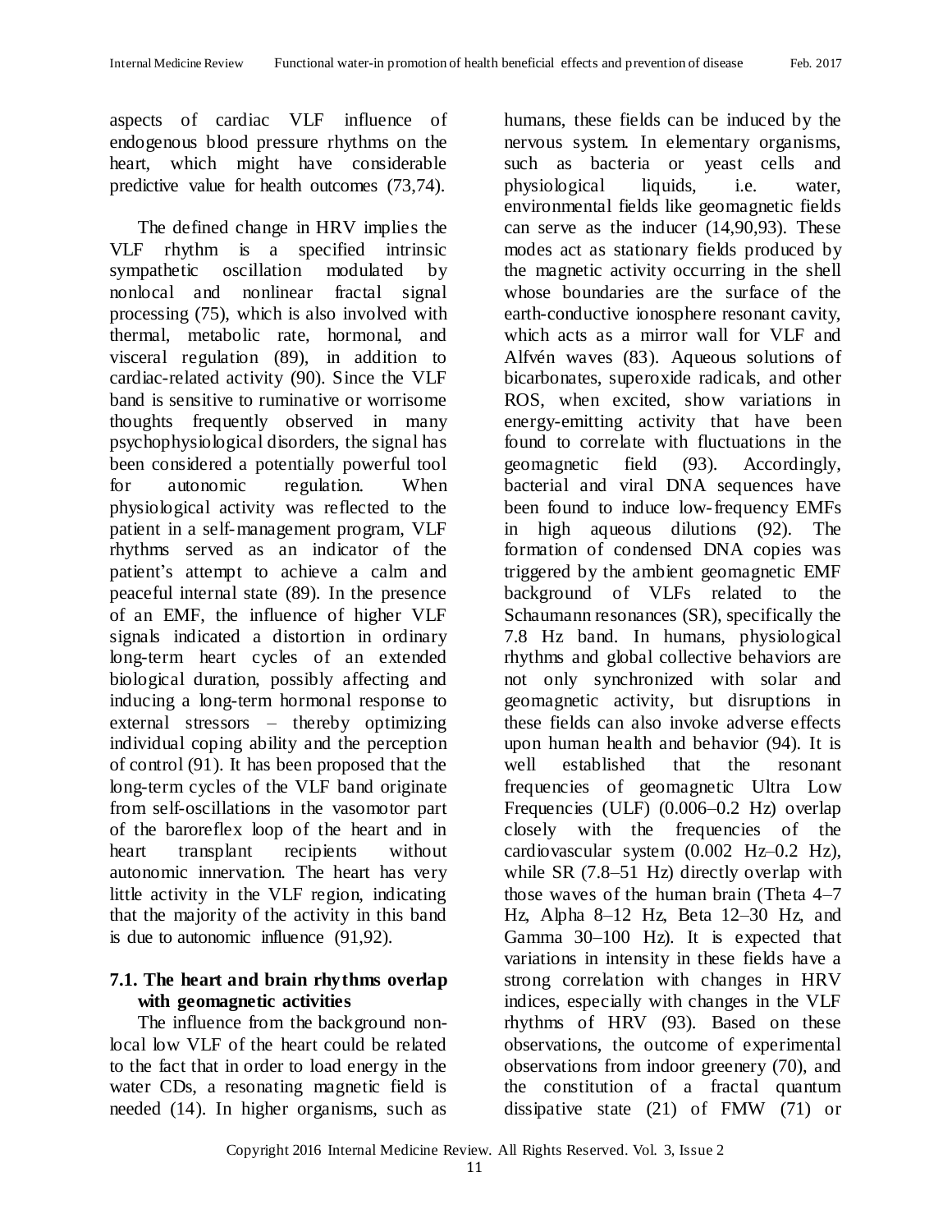aspects of cardiac VLF influence of endogenous blood pressure rhythms on the heart, which might have considerable predictive value for health outcomes (73,74).

The defined change in HRV implies the VLF rhythm is a specified intrinsic sympathetic oscillation modulated by nonlocal and nonlinear fractal signal processing (75), which is also involved with thermal, metabolic rate, hormonal, and visceral regulation (89), in addition to cardiac-related activity (90). Since the VLF band is sensitive to ruminative or worrisome thoughts frequently observed in many psychophysiological disorders, the signal has been considered a potentially powerful tool for autonomic regulation. When physiological activity was reflected to the patient in a self-management program, VLF rhythms served as an indicator of the patient's attempt to achieve a calm and peaceful internal state (89). In the presence of an EMF, the influence of higher VLF signals indicated a distortion in ordinary long-term heart cycles of an extended biological duration, possibly affecting and inducing a long-term hormonal response to external stressors – thereby optimizing individual coping ability and the perception of control (91). It has been proposed that the long-term cycles of the VLF band originate from self-oscillations in the vasomotor part of the baroreflex loop of the heart and in heart transplant recipients without autonomic innervation. The heart has very little activity in the VLF region, indicating that the majority of the activity in this band is due to autonomic influence (91,92).

### 7.1. The heart and brain rhythms overlap with geomagnetic activities

The influence from the background non-local low VLF of the heart could be related to the fact that in order to load energy in the water CDs, a resonating magnetic field is needed (14). In higher organisms, such as humans, these fields can be induced by the nervous system. In elementary organisms, such as bacteria or yeast cells and physiological liquids, i.e. water, environmental fields like geomagnetic fields can serve as the inducer (14,90,93). These modes act as stationary fields produced by the magnetic activity occurring in the shell whose boundaries are the surface of the earth-conductive ionosphere resonant cavity, which acts as a mirror wall for VLF and Alfvén waves (83). Aqueous solutions of bicarbonates, superoxide radicals, and other ROS, when excited, show variations in energy-emitting activity that have been found to correlate with fluctuations in the geomagnetic field (93). Accordingly, bacterial and viral DNA sequences have been found to induce low-frequency EMFs in high aqueous dilutions (92). The formation of condensed DNA copies was triggered by the ambient geomagnetic EMF background of VLFs related to the Schaumann resonances (SR), specifically the 7.8 Hz band. In humans, physiological rhythms and global collective behaviors are not only synchronized with solar and geomagnetic activity, but disruptions in these fields can also invoke adverse effects upon human health and behavior (94). It is well established that the resonant frequencies of geomagnetic Ultra Low Frequencies (ULF) (0.006–0.2 Hz) overlap closely with the frequencies of the cardiovascular system (0.002 Hz–0.2 Hz), while SR (7.8–51 Hz) directly overlap with those waves of the human brain (Theta 4–7 Hz, Alpha 8–12 Hz, Beta 12–30 Hz, and Gamma 30–100 Hz). It is expected that variations in intensity in these fields have a strong correlation with changes in HRV indices, especially with changes in the VLF rhythms of HRV (93). Based on these observations, the outcome of experimental observations from indoor greenery (70), and the constitution of a fractal quantum dissipative state (21) of FMW (71) or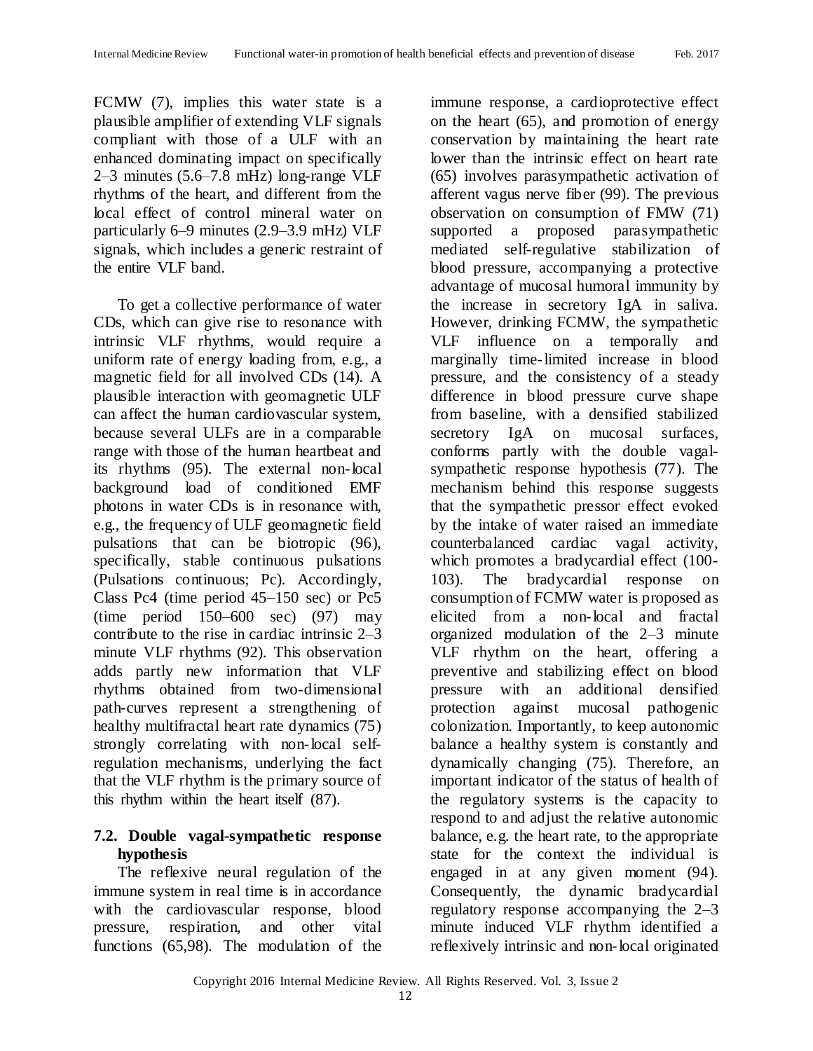FCMW (7), implies this water state is a plausible amplifier of extending VLF signals compliant with those of a ULF with an enhanced dominating impact on specifically 2–3 minutes (5.6–7.8 mHz) long-range VLF rhythms of the heart, and different from the local effect of control mineral water on particularly 6–9 minutes (2.9–3.9 mHz) VLF signals, which includes a generic restraint of the entire VLF band.

To get a collective performance of water CDs, which can give rise to resonance with intrinsic VLF rhythms, would require a uniform rate of energy loading from, e.g., a magnetic field for all involved CDs (14). A plausible interaction with geomagnetic ULF can affect the human cardiovascular system, because several ULFs are in a comparable range with those of the human heartbeat and its rhythms (95). The external non-local background load of conditioned EMF photons in water CDs is in resonance with, e.g., the frequency of ULF geomagnetic field pulsations that can be biotropic (96), specifically, stable continuous pulsations (Pulsations continuous; Pc). Accordingly, Class Pc4 (time period 45–150 sec) or Pc5 (time period 150–600 sec) (97) may contribute to the rise in cardiac intrinsic 2–3 minute VLF rhythms (92). This observation adds partly new information that VLF rhythms obtained from two-dimensional path-curves represent a strengthening of healthy multifractal heart rate dynamics (75) strongly correlating with non-local self-regulation mechanisms, underlying the fact that the VLF rhythm is the primary source of this rhythm within the heart itself (87).

### 7.2. Double vagal-sympathetic response hypothesis

The reflexive neural regulation of the immune system in real time is in accordance with the cardiovascular response, blood pressure, respiration, and other vital functions (65,98). The modulation of the immune response, a cardioprotective effect on the heart (65), and promotion of energy conservation by maintaining the heart rate lower than the intrinsic effect on heart rate (65) involves parasympathetic activation of afferent vagus nerve fiber (99). The previous observation on consumption of FMW (71) supported a proposed parasympathetic mediated self-regulative stabilization of blood pressure, accompanying a protective advantage of mucosal humoral immunity by the increase in secretory IgA in saliva. However, drinking FCMW, the sympathetic VLF influence on a temporally and marginally time-limited increase in blood pressure, and the consistency of a steady difference in blood pressure curve shape from baseline, with a densified stabilized secretory IgA on mucosal surfaces, conforms partly with the double vagal-sympathetic response hypothesis (77). The mechanism behind this response suggests that the sympathetic pressor effect evoked by the intake of water raised an immediate counterbalanced cardiac vagal activity, which promotes a bradycardial effect (100-103). The bradycardial response on consumption of FCMW water is proposed as elicited from a non-local and fractal organized modulation of the 2–3 minute VLF rhythm on the heart, offering a preventive and stabilizing effect on blood pressure with an additional densified protection against mucosal pathogenic colonization. Importantly, to keep autonomic balance a healthy system is constantly and dynamically changing (75). Therefore, an important indicator of the status of health of the regulatory systems is the capacity to respond to and adjust the relative autonomic balance, e.g. the heart rate, to the appropriate state for the context the individual is engaged in at any given moment (94). Consequently, the dynamic bradycardial regulatory response accompanying the 2–3 minute induced VLF rhythm identified a reflexively intrinsic and non-local originated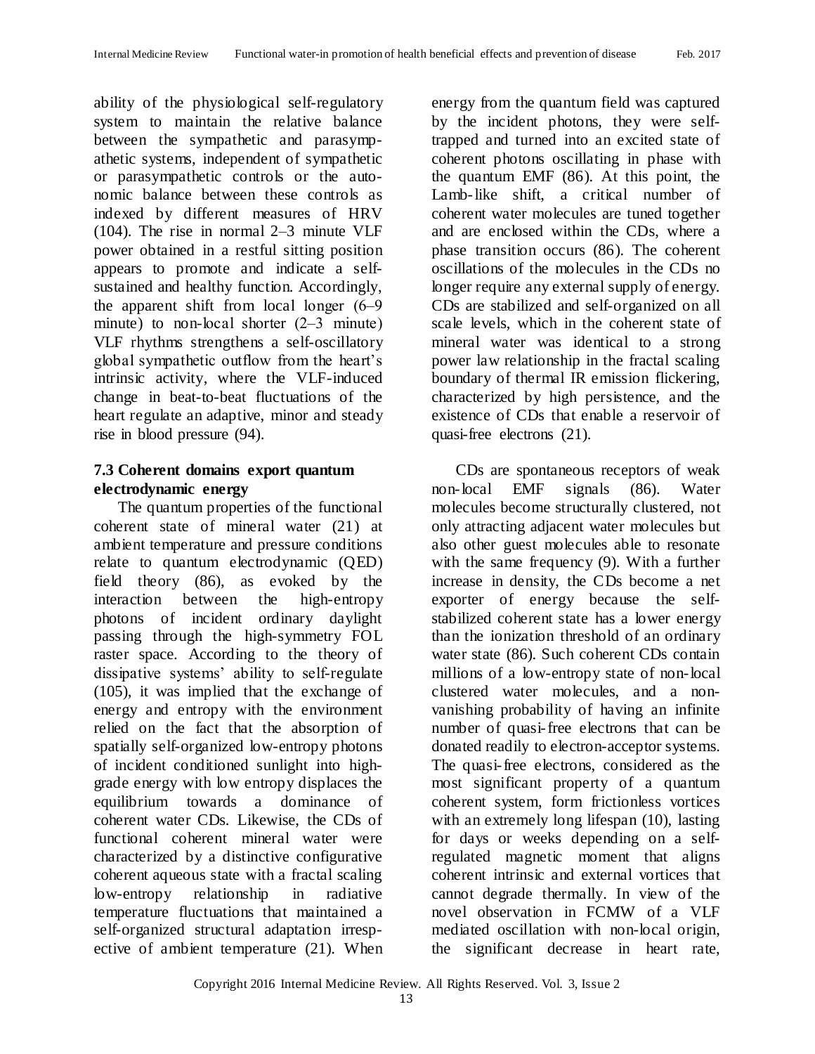ability of the physiological self-regulatory system to maintain the relative balance between the sympathetic and parasympathetic systems, independent of sympathetic or parasympathetic controls or the autonomic balance between these controls as indexed by different measures of HRV (104). The rise in normal 2–3 minute VLF power obtained in a restful sitting position appears to promote and indicate a self-sustained and healthy function. Accordingly, the apparent shift from local longer (6–9 minute) to non-local shorter (2–3 minute) VLF rhythms strengthens a self-oscillatory global sympathetic outflow from the heart's intrinsic activity, where the VLF-induced change in beat-to-beat fluctuations of the heart regulate an adaptive, minor and steady rise in blood pressure (94).

### 7.3 Coherent domains export quantum electrodynamic energy

The quantum properties of the functional coherent state of mineral water (21) at ambient temperature and pressure conditions relate to quantum electrodynamic (QED) field theory (86), as evoked by the interaction between the high-entropy photons of incident ordinary daylight passing through the high-symmetry FOL raster space. According to the theory of dissipative systems' ability to self-regulate (105), it was implied that the exchange of energy and entropy with the environment relied on the fact that the absorption of spatially self-organized low-entropy photons of incident conditioned sunlight into high-grade energy with low entropy displaces the equilibrium towards a dominance of coherent water CDs. Likewise, the CDs of functional coherent mineral water were characterized by a distinctive configurative coherent aqueous state with a fractal scaling low-entropy relationship in radiative temperature fluctuations that maintained a self-organized structural adaptation irrespective of ambient temperature (21). When energy from the quantum field was captured by the incident photons, they were self-trapped and turned into an excited state of coherent photons oscillating in phase with the quantum EMF (86). At this point, the Lamb-like shift, a critical number of coherent water molecules are tuned together and are enclosed within the CDs, where a phase transition occurs (86). The coherent oscillations of the molecules in the CDs no longer require any external supply of energy. CDs are stabilized and self-organized on all scale levels, which in the coherent state of mineral water was identical to a strong power law relationship in the fractal scaling boundary of thermal IR emission flickering, characterized by high persistence, and the existence of CDs that enable a reservoir of quasi-free electrons (21).

CDs are spontaneous receptors of weak non-local EMF signals (86). Water molecules become structurally clustered, not only attracting adjacent water molecules but also other guest molecules able to resonate with the same frequency (9). With a further increase in density, the CDs become a net exporter of energy because the self-stabilized coherent state has a lower energy than the ionization threshold of an ordinary water state (86). Such coherent CDs contain millions of a low-entropy state of non-local clustered water molecules, and a non-vanishing probability of having an infinite number of quasi-free electrons that can be donated readily to electron-acceptor systems. The quasi-free electrons, considered as the most significant property of a quantum coherent system, form frictionless vortices with an extremely long lifespan (10), lasting for days or weeks depending on a self-regulated magnetic moment that aligns coherent intrinsic and external vortices that cannot degrade thermally. In view of the novel observation in FCMW of a VLF mediated oscillation with non-local origin, the significant decrease in heart rate,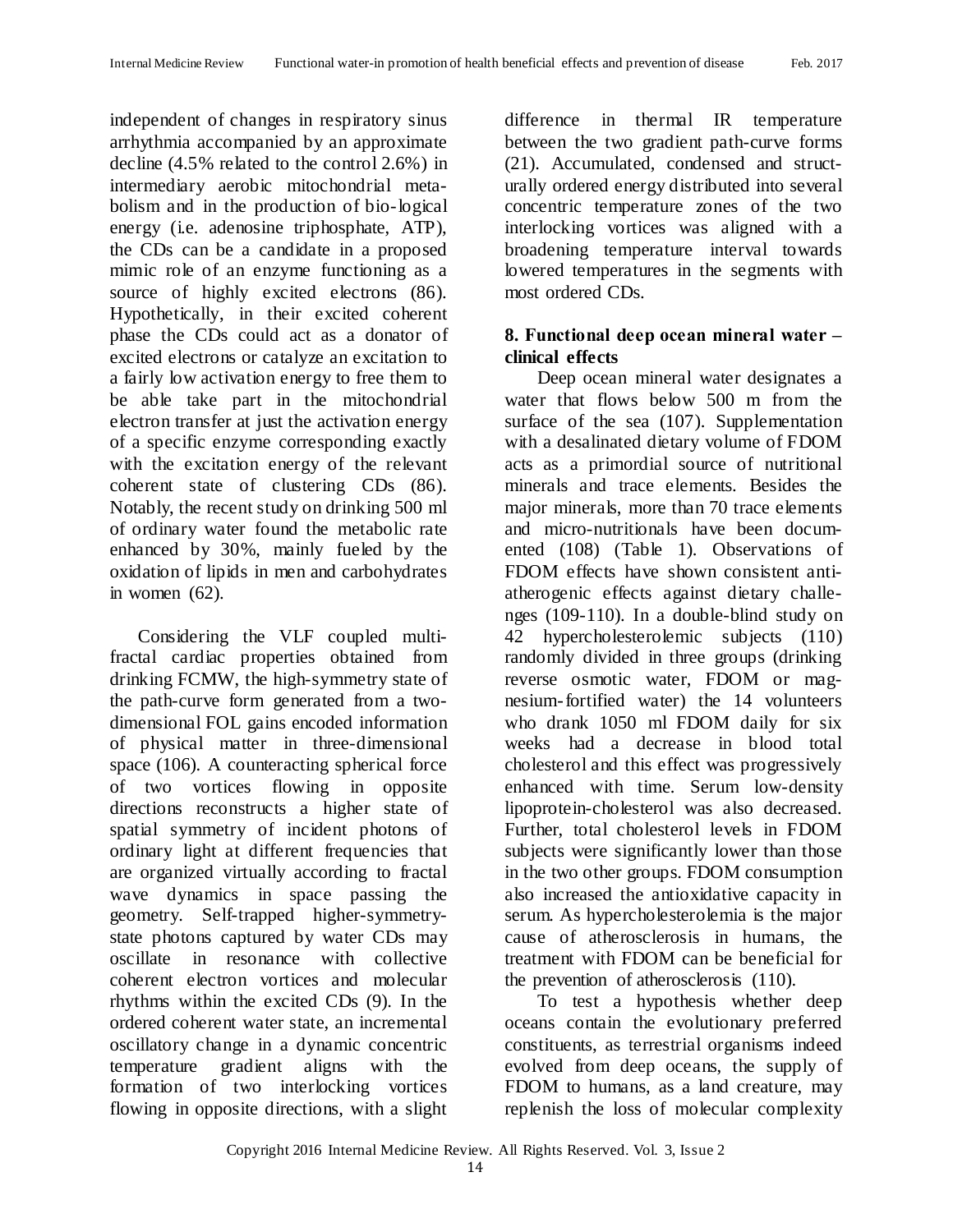independent of changes in respiratory sinus arrhythmia accompanied by an approximate decline (4.5% related to the control 2.6%) in intermediary aerobic mitochondrial metabolism and in the production of bio-logical energy (i.e. adenosine triphosphate, ATP), the CDs can be a candidate in a proposed mimic role of an enzyme functioning as a source of highly excited electrons (86). Hypothetically, in their excited coherent phase the CDs could act as a donator of excited electrons or catalyze an excitation to a fairly low activation energy to free them to be able take part in the mitochondrial electron transfer at just the activation energy of a specific enzyme corresponding exactly with the excitation energy of the relevant coherent state of clustering CDs (86). Notably, the recent study on drinking 500 ml of ordinary water found the metabolic rate enhanced by 30%, mainly fueled by the oxidation of lipids in men and carbohydrates in women (62).

Considering the VLF coupled multifractal cardiac properties obtained from drinking FCMW, the high-symmetry state of the path-curve form generated from a two-dimensional FOL gains encoded information of physical matter in three-dimensional space (106). A counteracting spherical force of two vortices flowing in opposite directions reconstructs a higher state of spatial symmetry of incident photons of ordinary light at different frequencies that are organized virtually according to fractal wave dynamics in space passing the geometry. Self-trapped higher-symmetry-state photons captured by water CDs may oscillate in resonance with collective coherent electron vortices and molecular rhythms within the excited CDs (9). In the ordered coherent water state, an incremental oscillatory change in a dynamic concentric temperature gradient aligns with the formation of two interlocking vortices flowing in opposite directions, with a slight difference in thermal IR temperature between the two gradient path-curve forms (21). Accumulated, condensed and structurally ordered energy distributed into several concentric temperature zones of the two interlocking vortices was aligned with a broadening temperature interval towards lowered temperatures in the segments with most ordered CDs.

## 8. Functional deep ocean mineral water – clinical effects

Deep ocean mineral water designates a water that flows below 500 m from the surface of the sea (107). Supplementation with a desalinated dietary volume of FDOM acts as a primordial source of nutritional minerals and trace elements. Besides the major minerals, more than 70 trace elements and micro-nutritionals have been documented (108) (Table 1). Observations of FDOM effects have shown consistent anti-atherogenic effects against dietary challenges (109-110). In a double-blind study on 42 hypercholesterolemic subjects (110) randomly divided in three groups (drinking reverse osmotic water, FDOM or magnesium-fortified water) the 14 volunteers who drank 1050 ml FDOM daily for six weeks had a decrease in blood total cholesterol and this effect was progressively enhanced with time. Serum low-density lipoprotein-cholesterol was also decreased. Further, total cholesterol levels in FDOM subjects were significantly lower than those in the two other groups. FDOM consumption also increased the antioxidative capacity in serum. As hypercholesterolemia is the major cause of atherosclerosis in humans, the treatment with FDOM can be beneficial for the prevention of atherosclerosis (110).

To test a hypothesis whether deep oceans contain the evolutionary preferred constituents, as terrestrial organisms indeed evolved from deep oceans, the supply of FDOM to humans, as a land creature, may replenish the loss of molecular complexity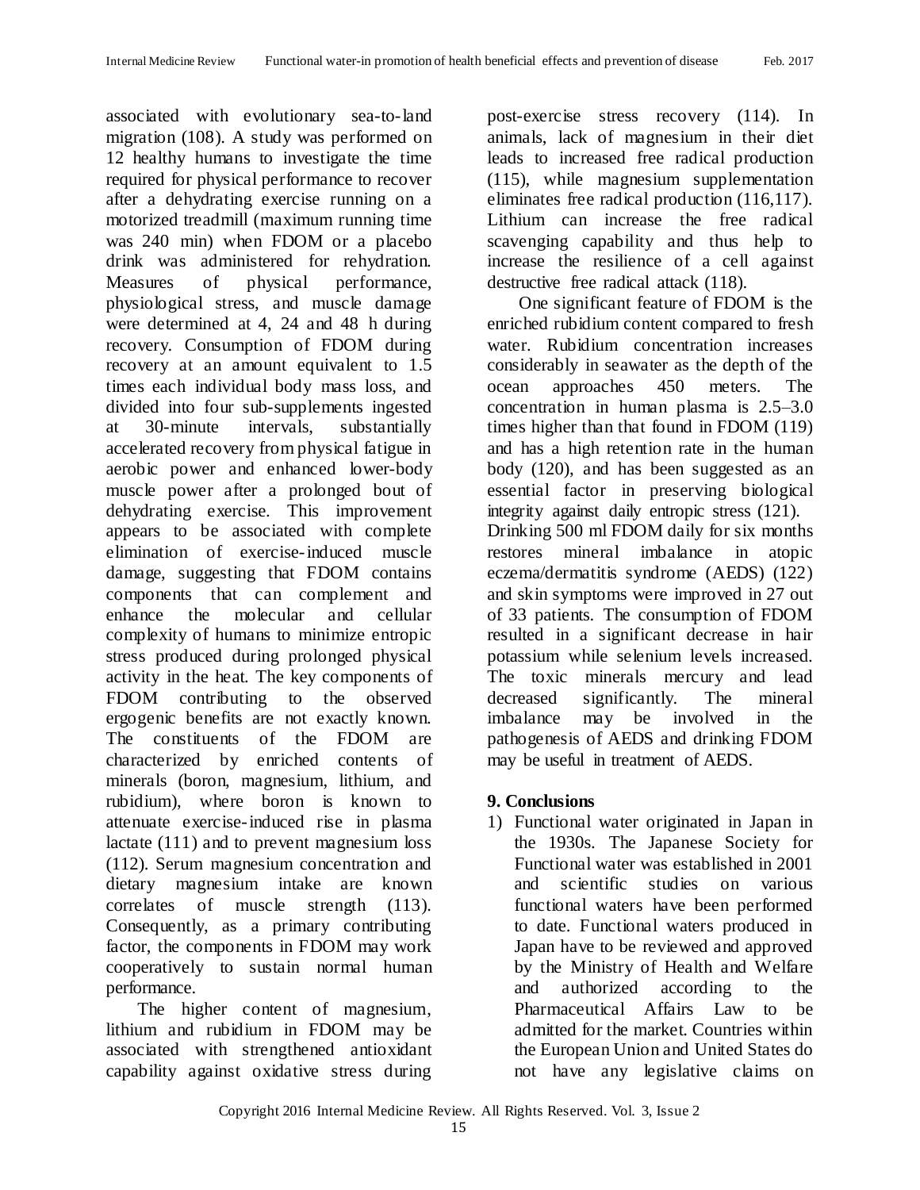associated with evolutionary sea-to-land migration (108). A study was performed on 12 healthy humans to investigate the time required for physical performance to recover after a dehydrating exercise running on a motorized treadmill (maximum running time was 240 min) when FDOM or a placebo drink was administered for rehydration. Measures of physical performance, physiological stress, and muscle damage were determined at 4, 24 and 48 h during recovery. Consumption of FDOM during recovery at an amount equivalent to 1.5 times each individual body mass loss, and divided into four sub-supplements ingested at 30-minute intervals, substantially accelerated recovery from physical fatigue in aerobic power and enhanced lower-body muscle power after a prolonged bout of dehydrating exercise. This improvement appears to be associated with complete elimination of exercise-induced muscle damage, suggesting that FDOM contains components that can complement and enhance the molecular and cellular complexity of humans to minimize entropic stress produced during prolonged physical activity in the heat. The key components of FDOM contributing to the observed ergogenic benefits are not exactly known. The constituents of the FDOM are characterized by enriched contents of minerals (boron, magnesium, lithium, and rubidium), where boron is known to attenuate exercise-induced rise in plasma lactate (111) and to prevent magnesium loss (112). Serum magnesium concentration and dietary magnesium intake are known correlates of muscle strength (113). Consequently, as a primary contributing factor, the components in FDOM may work cooperatively to sustain normal human performance.

The higher content of magnesium, lithium and rubidium in FDOM may be associated with strengthened antioxidant capability against oxidative stress during post-exercise stress recovery (114). In animals, lack of magnesium in their diet leads to increased free radical production (115), while magnesium supplementation eliminates free radical production (116,117). Lithium can increase the free radical scavenging capability and thus help to increase the resilience of a cell against destructive free radical attack (118).

One significant feature of FDOM is the enriched rubidium content compared to fresh water. Rubidium concentration increases considerably in seawater as the depth of the ocean approaches 450 meters. The concentration in human plasma is 2.5–3.0 times higher than that found in FDOM (119) and has a high retention rate in the human body (120), and has been suggested as an essential factor in preserving biological integrity against daily entropic stress (121).
Drinking 500 ml FDOM daily for six months restores mineral imbalance in atopic eczema/dermatitis syndrome (AEDS) (122) and skin symptoms were improved in 27 out of 33 patients. The consumption of FDOM resulted in a significant decrease in hair potassium while selenium levels increased. The toxic minerals mercury and lead decreased significantly. The mineral imbalance may be involved in the pathogenesis of AEDS and drinking FDOM may be useful in treatment of AEDS.

## 9. Conclusions

1) Functional water originated in Japan in the 1930s. The Japanese Society for Functional water was established in 2001 and scientific studies on various functional waters have been performed to date. Functional waters produced in Japan have to be reviewed and approved by the Ministry of Health and Welfare and authorized according to the Pharmaceutical Affairs Law to be admitted for the market. Countries within the European Union and United States do not have any legislative claims on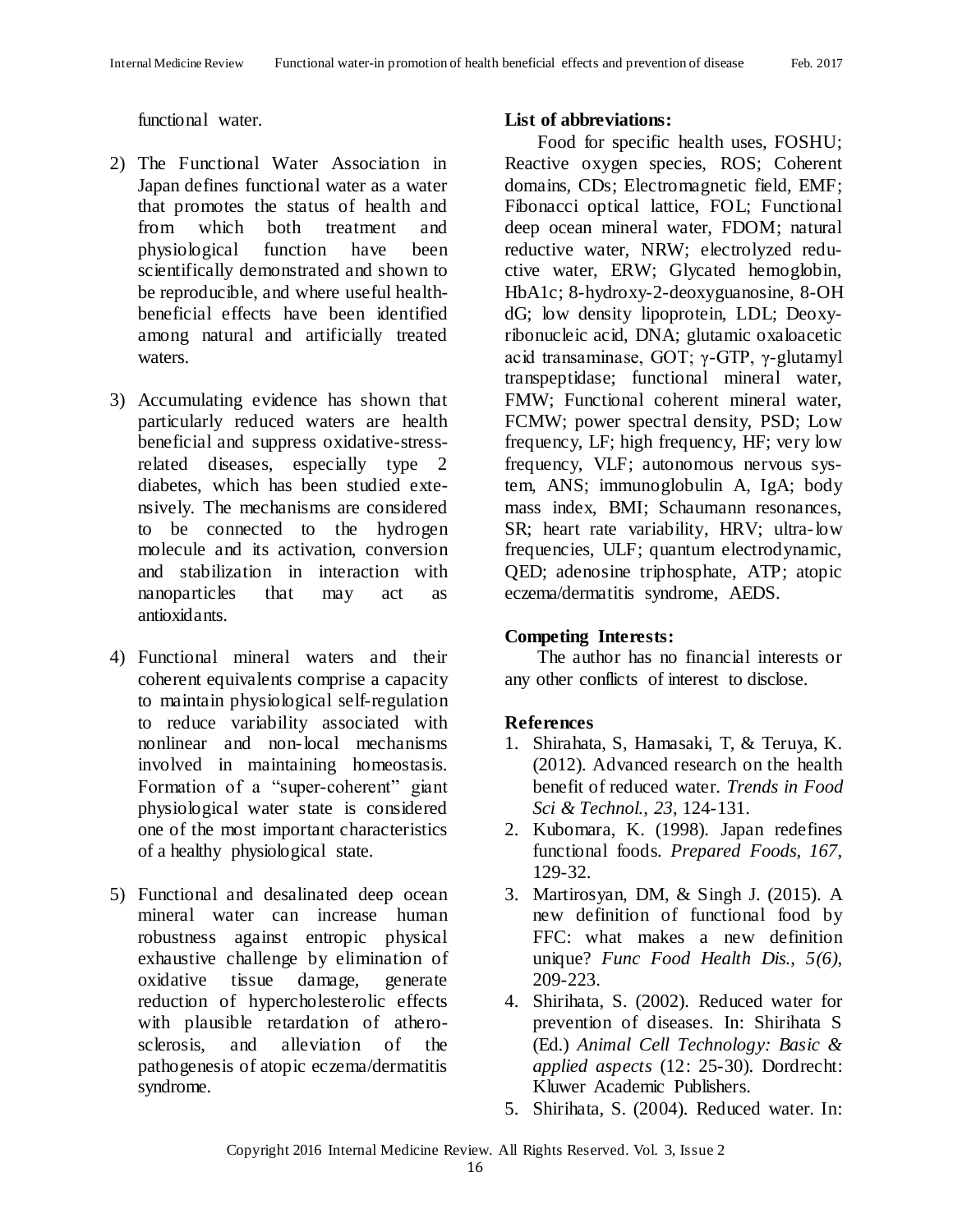functional water.

2) The Functional Water Association in Japan defines functional water as a water that promotes the status of health and from which both treatment and physiological function have been scientifically demonstrated and shown to be reproducible, and where useful health-beneficial effects have been identified among natural and artificially treated waters.

3) Accumulating evidence has shown that particularly reduced waters are health beneficial and suppress oxidative-stress-related diseases, especially type 2 diabetes, which has been studied extensively. The mechanisms are considered to be connected to the hydrogen molecule and its activation, conversion and stabilization in interaction with nanoparticles that may act as antioxidants.

4) Functional mineral waters and their coherent equivalents comprise a capacity to maintain physiological self-regulation to reduce variability associated with nonlinear and non-local mechanisms involved in maintaining homeostasis. Formation of a "super-coherent" giant physiological water state is considered one of the most important characteristics of a healthy physiological state.

5) Functional and desalinated deep ocean mineral water can increase human robustness against entropic physical exhaustive challenge by elimination of oxidative tissue damage, generate reduction of hypercholesterolic effects with plausible retardation of atherosclerosis, and alleviation of the pathogenesis of atopic eczema/dermatitis syndrome.

**List of abbreviations:**

Food for specific health uses, FOSHU; Reactive oxygen species, ROS; Coherent domains, CDs; Electromagnetic field, EMF; Fibonacci optical lattice, FOL; Functional deep ocean mineral water, FDOM; natural reductive water, NRW; electrolyzed reductive water, ERW; Glycated hemoglobin, HbA1c; 8-hydroxy-2-deoxyguanosine, 8-OH dG; low density lipoprotein, LDL; Deoxyribonucleic acid, DNA; glutamic oxaloacetic acid transaminase, GOT; γ-GTP, γ-glutamyl transpeptidase; functional mineral water, FMW; Functional coherent mineral water, FCMW; power spectral density, PSD; Low frequency, LF; high frequency, HF; very low frequency, VLF; autonomous nervous system, ANS; immunoglobulin A, IgA; body mass index, BMI; Schaumann resonances, SR; heart rate variability, HRV; ultra-low frequencies, ULF; quantum electrodynamic, QED; adenosine triphosphate, ATP; atopic eczema/dermatitis syndrome, AEDS.

**Competing Interests:**

The author has no financial interests or any other conflicts of interest to disclose.

**References**

1. Shirahata, S, Hamasaki, T, & Teruya, K. (2012). Advanced research on the health benefit of reduced water. *Trends in Food Sci & Technol., 23*, 124-131.
2. Kubomara, K. (1998). Japan redefines functional foods. *Prepared Foods, 167*, 129-32.
3. Martirosyan, DM, & Singh J. (2015). A new definition of functional food by FFC: what makes a new definition unique? *Func Food Health Dis., 5(6)*, 209-223.
4. Shirihata, S. (2002). Reduced water for prevention of diseases. In: Shirihata S (Ed.) *Animal Cell Technology: Basic & applied aspects* (12: 25-30). Dordrecht: Kluwer Academic Publishers.
5. Shirihata, S. (2004). Reduced water. In: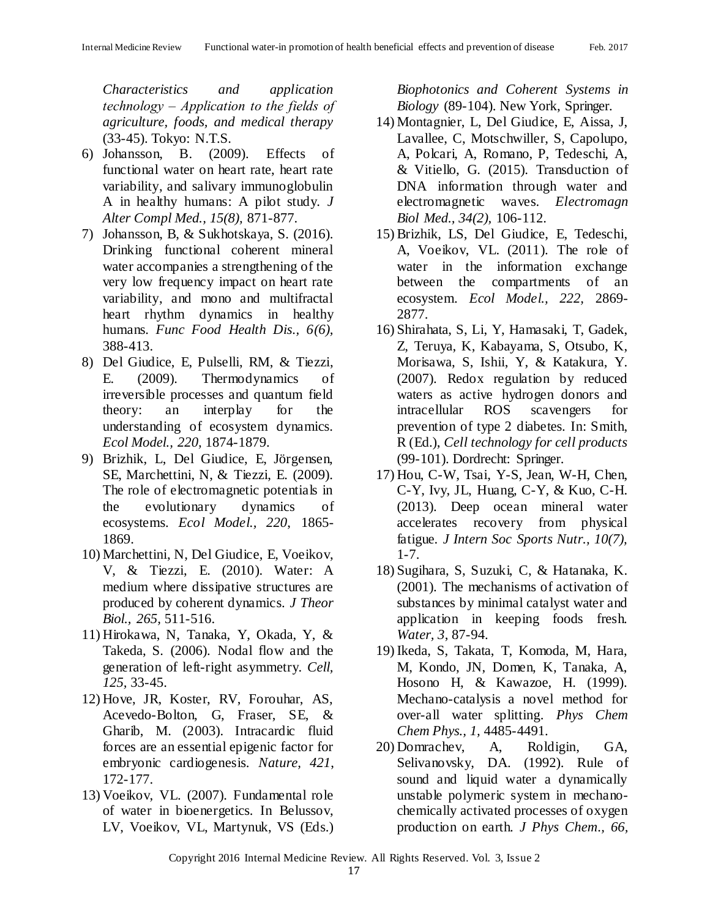*Characteristics and application technology – Application to the fields of agriculture, foods, and medical therapy* (33-45). Tokyo: N.T.S.

6) Johansson, B. (2009). Effects of functional water on heart rate, heart rate variability, and salivary immunoglobulin A in healthy humans: A pilot study. *J Alter Compl Med., 15(8),* 871-877.
7) Johansson, B, & Sukhotskaya, S. (2016). Drinking functional coherent mineral water accompanies a strengthening of the very low frequency impact on heart rate variability, and mono and multifractal heart rhythm dynamics in healthy humans. *Func Food Health Dis., 6(6),* 388-413.
8) Del Giudice, E, Pulselli, RM, & Tiezzi, E. (2009). Thermodynamics of irreversible processes and quantum field theory: an interplay for the understanding of ecosystem dynamics. *Ecol Model., 220,* 1874-1879.
9) Brizhik, L, Del Giudice, E, Jörgensen, SE, Marchettini, N, & Tiezzi, E. (2009). The role of electromagnetic potentials in the evolutionary dynamics of ecosystems. *Ecol Model., 220*, 1865-1869.
10) Marchettini, N, Del Giudice, E, Voeikov, V, & Tiezzi, E. (2010). Water: A medium where dissipative structures are produced by coherent dynamics. *J Theor Biol., 265,* 511-516.
11) Hirokawa, N, Tanaka, Y, Okada, Y, & Takeda, S. (2006). Nodal flow and the generation of left-right asymmetry. *Cell, 125,* 33-45.
12) Hove, JR, Koster, RV, Forouhar, AS, Acevedo-Bolton, G, Fraser, SE, & Gharib, M. (2003). Intracardic fluid forces are an essential epigenic factor for embryonic cardiogenesis. *Nature, 421*, 172-177.
13) Voeikov, VL. (2007). Fundamental role of water in bioenergetics. In Belussov, LV, Voeikov, VL, Martynuk, VS (Eds.) *Biophotonics and Coherent Systems in Biology* (89-104). New York, Springer.
14) Montagnier, L, Del Giudice, E, Aissa, J, Lavallee, C, Motschwiller, S, Capolupo, A, Polcari, A, Romano, P, Tedeschi, A, & Vitiello, G. (2015). Transduction of DNA information through water and electromagnetic waves. *Electromagn Biol Med., 34(2),* 106-112.
15) Brizhik, LS, Del Giudice, E, Tedeschi, A, Voeikov, VL. (2011). The role of water in the information exchange between the compartments of an ecosystem. *Ecol Model., 222,* 2869-2877.
16) Shirahata, S, Li, Y, Hamasaki, T, Gadek, Z, Teruya, K, Kabayama, S, Otsubo, K, Morisawa, S, Ishii, Y, & Katakura, Y. (2007). Redox regulation by reduced waters as active hydrogen donors and intracellular ROS scavengers for prevention of type 2 diabetes. In: Smith, R (Ed.), *Cell technology for cell products* (99-101). Dordrecht: Springer.
17) Hou, C-W, Tsai, Y-S, Jean, W-H, Chen, C-Y, Ivy, JL, Huang, C-Y, & Kuo, C-H. (2013). Deep ocean mineral water accelerates recovery from physical fatigue. *J Intern Soc Sports Nutr., 10(7),* 1-7.
18) Sugihara, S, Suzuki, C, & Hatanaka, K. (2001). The mechanisms of activation of substances by minimal catalyst water and application in keeping foods fresh. *Water, 3*, 87-94.
19) Ikeda, S, Takata, T, Komoda, M, Hara, M, Kondo, JN, Domen, K, Tanaka, A, Hosono H, & Kawazoe, H. (1999). Mechano-catalysis a novel method for over-all water splitting. *Phys Chem Chem Phys., 1,* 4485-4491.
20) Domrachev, A, Roldigin, GA, Selivanovsky, DA. (1992). Rule of sound and liquid water a dynamically unstable polymeric system in mechano-chemically activated processes of oxygen production on earth. *J Phys Chem., 66,*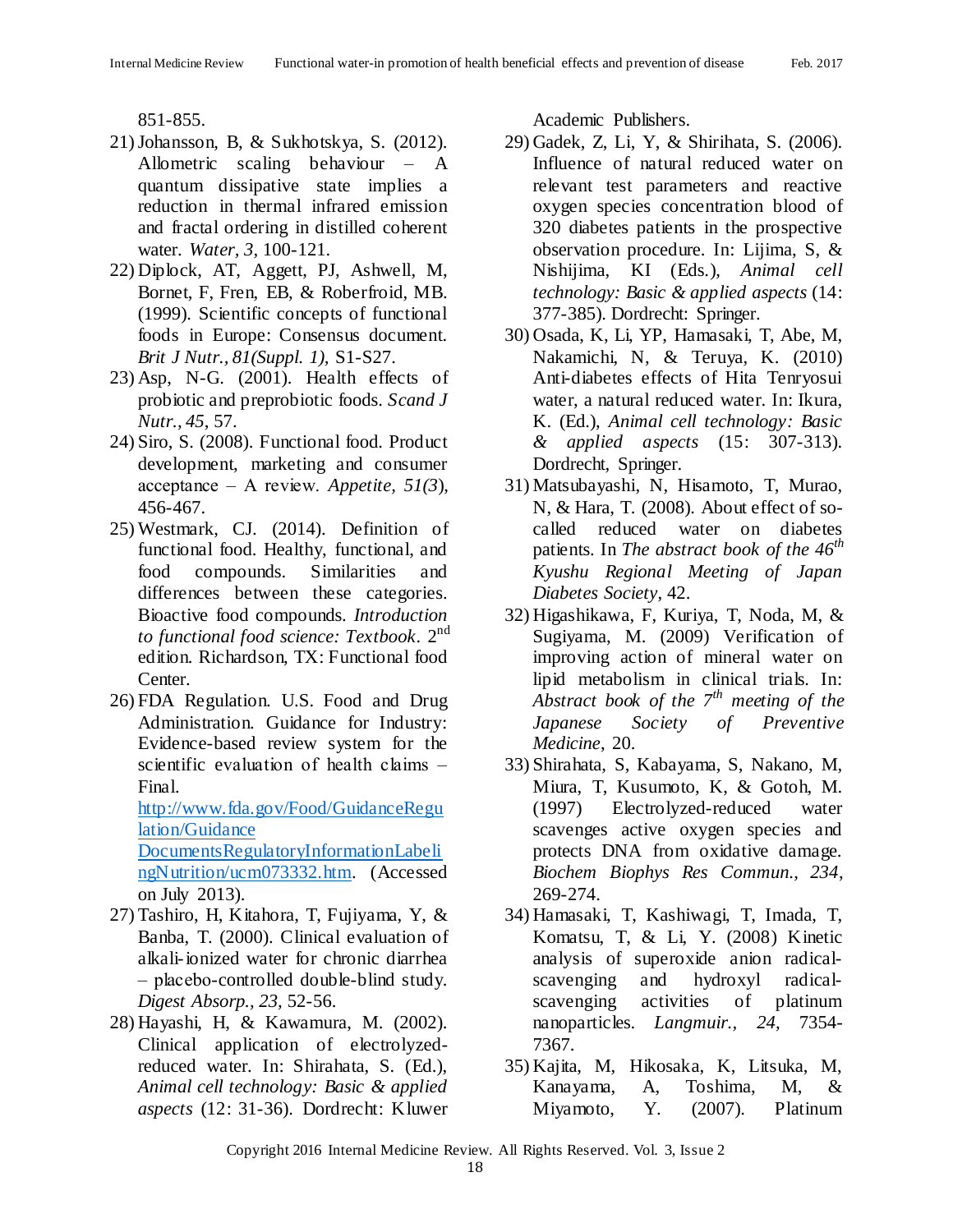851-855.

21) Johansson, B, & Sukhotskya, S. (2012). Allometric scaling behaviour – A quantum dissipative state implies a reduction in thermal infrared emission and fractal ordering in distilled coherent water. *Water, 3*, 100-121.
22) Diplock, AT, Aggett, PJ, Ashwell, M, Bornet, F, Fren, EB, & Roberfroid, MB. (1999). Scientific concepts of functional foods in Europe: Consensus document. *Brit J Nutr., 81(Suppl. 1)*, S1-S27.
23) Asp, N-G. (2001). Health effects of probiotic and preprobiotic foods. *Scand J Nutr., 45*, 57.
24) Siro, S. (2008). Functional food. Product development, marketing and consumer acceptance – A review. *Appetite, 51(3*), 456-467.
25) Westmark, CJ. (2014). Definition of functional food. Healthy, functional, and food compounds. Similarities and differences between these categories. Bioactive food compounds. *Introduction to functional food science: Textbook*. 2nd edition. Richardson, TX: Functional food Center.
26) FDA Regulation. U.S. Food and Drug Administration. Guidance for Industry: Evidence-based review system for the scientific evaluation of health claims – Final. [http://www.fda.gov/Food/GuidanceRegulation/Guidance DocumentsRegulatoryInformationLabelingNutrition/ucm073332.htm](http://www.fda.gov/Food/GuidanceRegulation/GuidanceDocumentsRegulatoryInformationLabelingNutrition/ucm073332.htm). (Accessed on July 2013).
27) Tashiro, H, Kitahora, T, Fujiyama, Y, & Banba, T. (2000). Clinical evaluation of alkali-ionized water for chronic diarrhea – placebo-controlled double-blind study. *Digest Absorp., 23*, 52-56.
28) Hayashi, H, & Kawamura, M. (2002). Clinical application of electrolyzed-reduced water. In: Shirahata, S. (Ed.), *Animal cell technology: Basic & applied aspects* (12: 31-36). Dordrecht: Kluwer Academic Publishers.
29) Gadek, Z, Li, Y, & Shirihata, S. (2006). Influence of natural reduced water on relevant test parameters and reactive oxygen species concentration blood of 320 diabetes patients in the prospective observation procedure. In: Lijima, S, & Nishijima, KI (Eds.), *Animal cell technology: Basic & applied aspects* (14: 377-385). Dordrecht: Springer.
30) Osada, K, Li, YP, Hamasaki, T, Abe, M, Nakamichi, N, & Teruya, K. (2010) Anti-diabetes effects of Hita Tenryosui water, a natural reduced water. In: Ikura, K. (Ed.), *Animal cell technology: Basic & applied aspects* (15: 307-313). Dordrecht, Springer.
31) Matsubayashi, N, Hisamoto, T, Murao, N, & Hara, T. (2008). About effect of so-called reduced water on diabetes patients. In *The abstract book of the 46th Kyushu Regional Meeting of Japan Diabetes Society*, 42.
32) Higashikawa, F, Kuriya, T, Noda, M, & Sugiyama, M. (2009) Verification of improving action of mineral water on lipid metabolism in clinical trials. In: *Abstract book of the 7th meeting of the Japanese Society of Preventive Medicine*, 20.
33) Shirahata, S, Kabayama, S, Nakano, M, Miura, T, Kusumoto, K, & Gotoh, M. (1997) Electrolyzed-reduced water scavenges active oxygen species and protects DNA from oxidative damage. *Biochem Biophys Res Commun., 234*, 269-274.
34) Hamasaki, T, Kashiwagi, T, Imada, T, Komatsu, T, & Li, Y. (2008) Kinetic analysis of superoxide anion radical-scavenging and hydroxyl radical-scavenging activities of platinum nanoparticles. *Langmuir., 24*, 7354-7367.
35) Kajita, M, Hikosaka, K, Litsuka, M, Kanayama, A, Toshima, M, & Miyamoto, Y. (2007). Platinum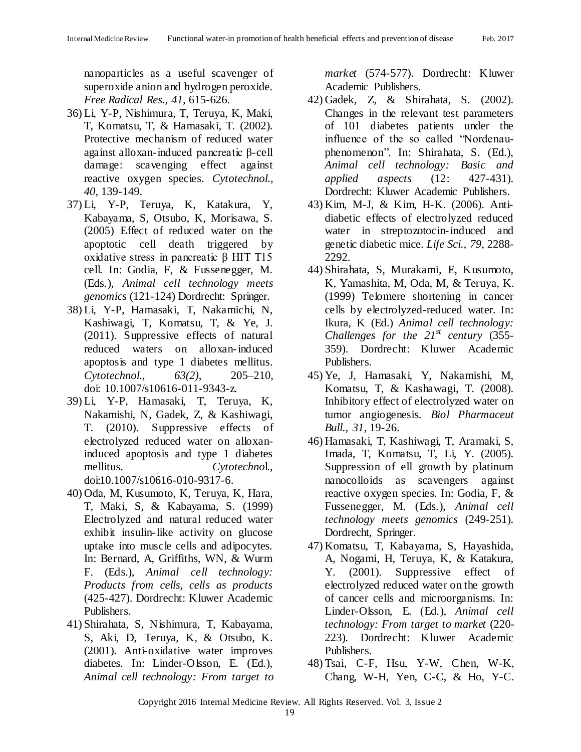nanoparticles as a useful scavenger of superoxide anion and hydrogen peroxide. *Free Radical Res., 41,* 615-626.

36) Li, Y-P, Nishimura, T, Teruya, K, Maki, T, Komatsu, T, & Hamasaki, T. (2002). Protective mechanism of reduced water against alloxan-induced pancreatic β-cell damage: scavenging effect against reactive oxygen species. *Cytotechnol., 40,* 139-149.

37) Li, Y-P, Teruya, K, Katakura, Y, Kabayama, S, Otsubo, K, Morisawa, S. (2005) Effect of reduced water on the apoptotic cell death triggered by oxidative stress in pancreatic β HIT T15 cell. In: Godia, F, & Fussenegger, M. (Eds.), *Animal cell technology meets genomics* (121-124) Dordrecht: Springer.

38) Li, Y-P, Hamasaki, T, Nakamichi, N, Kashiwagi, T, Komatsu, T, & Ye, J. (2011). Suppressive effects of natural reduced waters on alloxan-induced apoptosis and type 1 diabetes mellitus. *Cytotechnol., 63(2),* 205–210, doi: 10.1007/s10616-011-9343-z.

39) Li, Y-P, Hamasaki, T, Teruya, K, Nakamishi, N, Gadek, Z, & Kashiwagi, T. (2010). Suppressive effects of electrolyzed reduced water on alloxan-induced apoptosis and type 1 diabetes mellitus. *Cytotechnol.,* doi:10.1007/s10616-010-9317-6.

40) Oda, M, Kusumoto, K, Teruya, K, Hara, T, Maki, S, & Kabayama, S. (1999) Electrolyzed and natural reduced water exhibit insulin-like activity on glucose uptake into muscle cells and adipocytes. In: Bernard, A, Griffiths, WN, & Wurm F. (Eds.), *Animal cell technology: Products from cells, cells as products* (425-427). Dordrecht: Kluwer Academic Publishers.

41) Shirahata, S, Nishimura, T, Kabayama, S, Aki, D, Teruya, K, & Otsubo, K. (2001). Anti-oxidative water improves diabetes. In: Linder-Olsson, E. (Ed.), *Animal cell technology: From target to market* (574-577). Dordrecht: Kluwer Academic Publishers.

42) Gadek, Z, & Shirahata, S. (2002). Changes in the relevant test parameters of 101 diabetes patients under the influence of the so called "Nordenau-phenomenon". In: Shirahata, S. (Ed.), *Animal cell technology: Basic and applied aspects* (12: 427-431). Dordrecht: Kluwer Academic Publishers.

43) Kim, M-J, & Kim, H-K. (2006). Anti-diabetic effects of electrolyzed reduced water in streptozotocin-induced and genetic diabetic mice. *Life Sci., 79,* 2288-2292.

44) Shirahata, S, Murakami, E, Kusumoto, K, Yamashita, M, Oda, M, & Teruya, K. (1999) Telomere shortening in cancer cells by electrolyzed-reduced water. In: Ikura, K (Ed.) *Animal cell technology: Challenges for the 21st century* (355-359). Dordrecht: Kluwer Academic Publishers.

45) Ye, J, Hamasaki, Y, Nakamishi, M, Komatsu, T, & Kashawagi, T. (2008). Inhibitory effect of electrolyzed water on tumor angiogenesis. *Biol Pharmaceut Bull., 31,* 19-26.

46) Hamasaki, T, Kashiwagi, T, Aramaki, S, Imada, T, Komatsu, T, Li, Y. (2005). Suppression of ell growth by platinum nanocolloids as scavengers against reactive oxygen species. In: Godia, F, & Fussenegger, M. (Eds.), *Animal cell technology meets genomics* (249-251). Dordrecht, Springer.

47) Komatsu, T, Kabayama, S, Hayashida, A, Nogami, H, Teruya, K, & Katakura, Y. (2001). Suppressive effect of electrolyzed reduced water on the growth of cancer cells and microorganisms. In: Linder-Olsson, E. (Ed.), *Animal cell technology: From target to market* (220-223). Dordrecht: Kluwer Academic Publishers.

48) Tsai, C-F, Hsu, Y-W, Chen, W-K, Chang, W-H, Yen, C-C, & Ho, Y-C.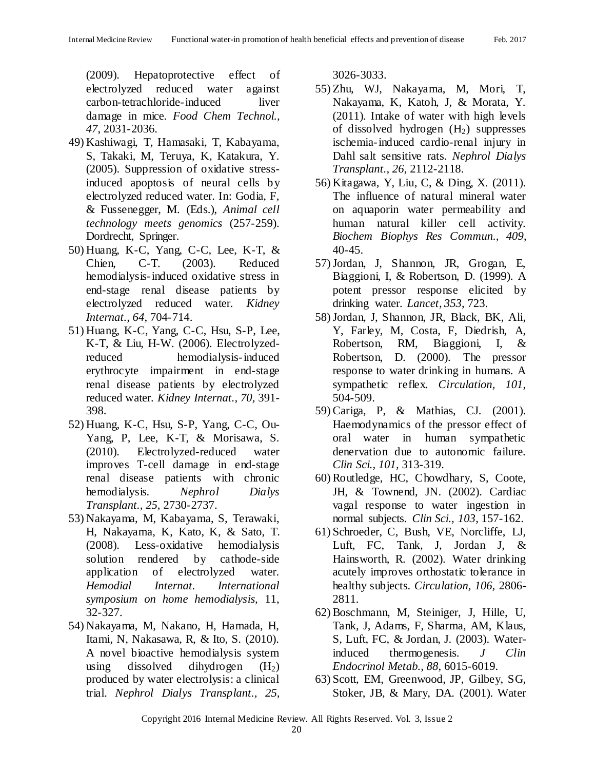(2009). Hepatoprotective effect of electrolyzed reduced water against carbon-tetrachloride-induced liver damage in mice. *Food Chem Technol., 47*, 2031-2036.

49) Kashiwagi, T, Hamasaki, T, Kabayama, S, Takaki, M, Teruya, K, Katakura, Y. (2005). Suppression of oxidative stress-induced apoptosis of neural cells by electrolyzed reduced water. In: Godia, F, & Fussenegger, M. (Eds.), *Animal cell technology meets genomics* (257-259). Dordrecht, Springer.

50) Huang, K-C, Yang, C-C, Lee, K-T, & Chien, C-T. (2003). Reduced hemodialysis-induced oxidative stress in end-stage renal disease patients by electrolyzed reduced water. *Kidney Internat., 64*, 704-714.

51) Huang, K-C, Yang, C-C, Hsu, S-P, Lee, K-T, & Liu, H-W. (2006). Electrolyzed-reduced hemodialysis-induced erythrocyte impairment in end-stage renal disease patients by electrolyzed reduced water. *Kidney Internat., 70*, 391-398.

52) Huang, K-C, Hsu, S-P, Yang, C-C, Ou-Yang, P, Lee, K-T, & Morisawa, S. (2010). Electrolyzed-reduced water improves T-cell damage in end-stage renal disease patients with chronic hemodialysis. *Nephrol Dialys Transplant., 25*, 2730-2737.

53) Nakayama, M, Kabayama, S, Terawaki, H, Nakayama, K, Kato, K, & Sato, T. (2008). Less-oxidative hemodialysis solution rendered by cathode-side application of electrolyzed water. *Hemodial Internat. International symposium on home hemodialysis*, 11, 32-327.

54) Nakayama, M, Nakano, H, Hamada, H, Itami, N, Nakasawa, R, & Ito, S. (2010). A novel bioactive hemodialysis system using dissolved dihydrogen ($H_2$) produced by water electrolysis: a clinical trial. *Nephrol Dialys Transplant., 25*, 3026-3033.

55) Zhu, WJ, Nakayama, M, Mori, T, Nakayama, K, Katoh, J, & Morata, Y. (2011). Intake of water with high levels of dissolved hydrogen ($H_2$) suppresses ischemia-induced cardio-renal injury in Dahl salt sensitive rats. *Nephrol Dialys Transplant., 26*, 2112-2118.

56) Kitagawa, Y, Liu, C, & Ding, X. (2011). The influence of natural mineral water on aquaporin water permeability and human natural killer cell activity. *Biochem Biophys Res Commun., 409*, 40-45.

57) Jordan, J, Shannon, JR, Grogan, E, Biaggioni, I, & Robertson, D. (1999). A potent pressor response elicited by drinking water. *Lancet, 353*, 723.

58) Jordan, J, Shannon, JR, Black, BK, Ali, Y, Farley, M, Costa, F, Diedrish, A, Robertson, RM, Biaggioni, I, & Robertson, D. (2000). The pressor response to water drinking in humans. A sympathetic reflex. *Circulation, 101*, 504-509.

59) Cariga, P, & Mathias, CJ. (2001). Haemodynamics of the pressor effect of oral water in human sympathetic denervation due to autonomic failure. *Clin Sci., 101*, 313-319.

60) Routledge, HC, Chowdhary, S, Coote, JH, & Townend, JN. (2002). Cardiac vagal response to water ingestion in normal subjects. *Clin Sci., 103*, 157-162.

61) Schroeder, C, Bush, VE, Norcliffe, LJ, Luft, FC, Tank, J, Jordan J, & Hainsworth, R. (2002). Water drinking acutely improves orthostatic tolerance in healthy subjects. *Circulation, 106*, 2806-2811.

62) Boschmann, M, Steiniger, J, Hille, U, Tank, J, Adams, F, Sharma, AM, Klaus, S, Luft, FC, & Jordan, J. (2003). Water-induced thermogenesis. *J Clin Endocrinol Metab., 88*, 6015-6019.

63) Scott, EM, Greenwood, JP, Gilbey, SG, Stoker, JB, & Mary, DA. (2001). Water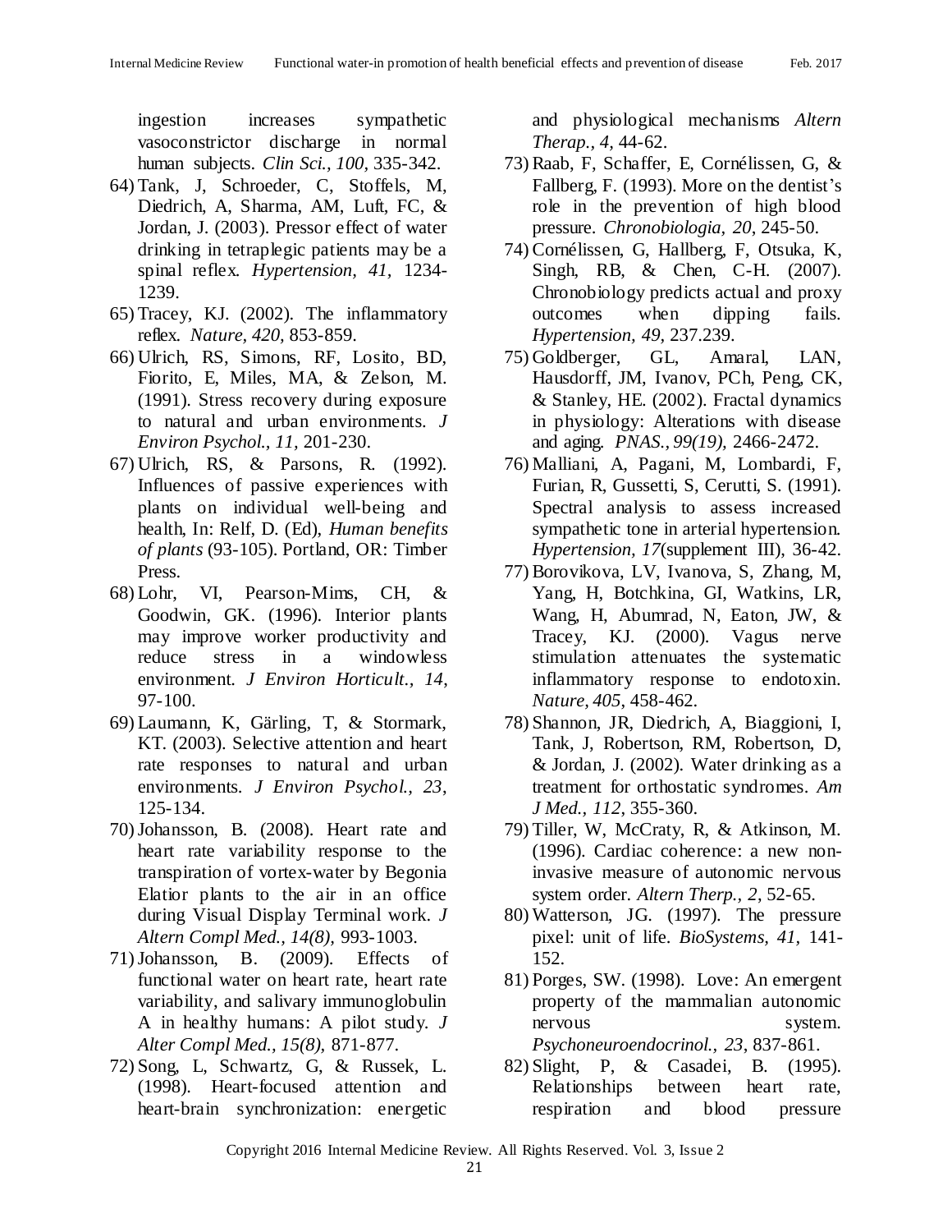ingestion increases sympathetic vasoconstrictor discharge in normal human subjects. *Clin Sci., 100*, 335-342.

64) Tank, J, Schroeder, C, Stoffels, M, Diedrich, A, Sharma, AM, Luft, FC, & Jordan, J. (2003). Pressor effect of water drinking in tetraplegic patients may be a spinal reflex. *Hypertension, 41*, 1234-1239.

65) Tracey, KJ. (2002). The inflammatory reflex. *Nature, 420*, 853-859.

66) Ulrich, RS, Simons, RF, Losito, BD, Fiorito, E, Miles, MA, & Zelson, M. (1991). Stress recovery during exposure to natural and urban environments. *J Environ Psychol., 11*, 201-230.

67) Ulrich, RS, & Parsons, R. (1992). Influences of passive experiences with plants on individual well-being and health, In: Relf, D. (Ed), *Human benefits of plants* (93-105). Portland, OR: Timber Press.

68) Lohr, VI, Pearson-Mims, CH, & Goodwin, GK. (1996). Interior plants may improve worker productivity and reduce stress in a windowless environment. *J Environ Horticult., 14*, 97-100.

69) Laumann, K, Gärling, T, & Stormark, KT. (2003). Selective attention and heart rate responses to natural and urban environments. *J Environ Psychol., 23*, 125-134.

70) Johansson, B. (2008). Heart rate and heart rate variability response to the transpiration of vortex-water by Begonia Elatior plants to the air in an office during Visual Display Terminal work. *J Altern Compl Med., 14(8)*, 993-1003.

71) Johansson, B. (2009). Effects of functional water on heart rate, heart rate variability, and salivary immunoglobulin A in healthy humans: A pilot study. *J Alter Compl Med., 15(8)*, 871-877.

72) Song, L, Schwartz, G, & Russek, L. (1998). Heart-focused attention and heart-brain synchronization: energetic and physiological mechanisms *Altern Therap., 4*, 44-62.

73) Raab, F, Schaffer, E, Cornélissen, G, & Fallberg, F. (1993). More on the dentist's role in the prevention of high blood pressure. *Chronobiologia, 20*, 245-50.

74) Cornélissen, G, Hallberg, F, Otsuka, K, Singh, RB, & Chen, C-H. (2007). Chronobiology predicts actual and proxy outcomes when dipping fails. *Hypertension, 49*, 237.239.

75) Goldberger, GL, Amaral, LAN, Hausdorff, JM, Ivanov, PCh, Peng, CK, & Stanley, HE. (2002). Fractal dynamics in physiology: Alterations with disease and aging. *PNAS., 99(19)*, 2466-2472.

76) Malliani, A, Pagani, M, Lombardi, F, Furian, R, Gussetti, S, Cerutti, S. (1991). Spectral analysis to assess increased sympathetic tone in arterial hypertension. *Hypertension, 17*(supplement III), 36-42.

77) Borovikova, LV, Ivanova, S, Zhang, M, Yang, H, Botchkina, GI, Watkins, LR, Wang, H, Abumrad, N, Eaton, JW, & Tracey, KJ. (2000). Vagus nerve stimulation attenuates the systematic inflammatory response to endotoxin. *Nature, 405*, 458-462.

78) Shannon, JR, Diedrich, A, Biaggioni, I, Tank, J, Robertson, RM, Robertson, D, & Jordan, J. (2002). Water drinking as a treatment for orthostatic syndromes. *Am J Med., 112*, 355-360.

79) Tiller, W, McCraty, R, & Atkinson, M. (1996). Cardiac coherence: a new non-invasive measure of autonomic nervous system order. *Altern Therp., 2*, 52-65.

80) Watterson, JG. (1997). The pressure pixel: unit of life. *BioSystems, 41*, 141-152.

81) Porges, SW. (1998). Love: An emergent property of the mammalian autonomic nervous system. *Psychoneuroendocrinol., 23*, 837-861.

82) Slight, P, & Casadei, B. (1995). Relationships between heart rate, respiration and blood pressure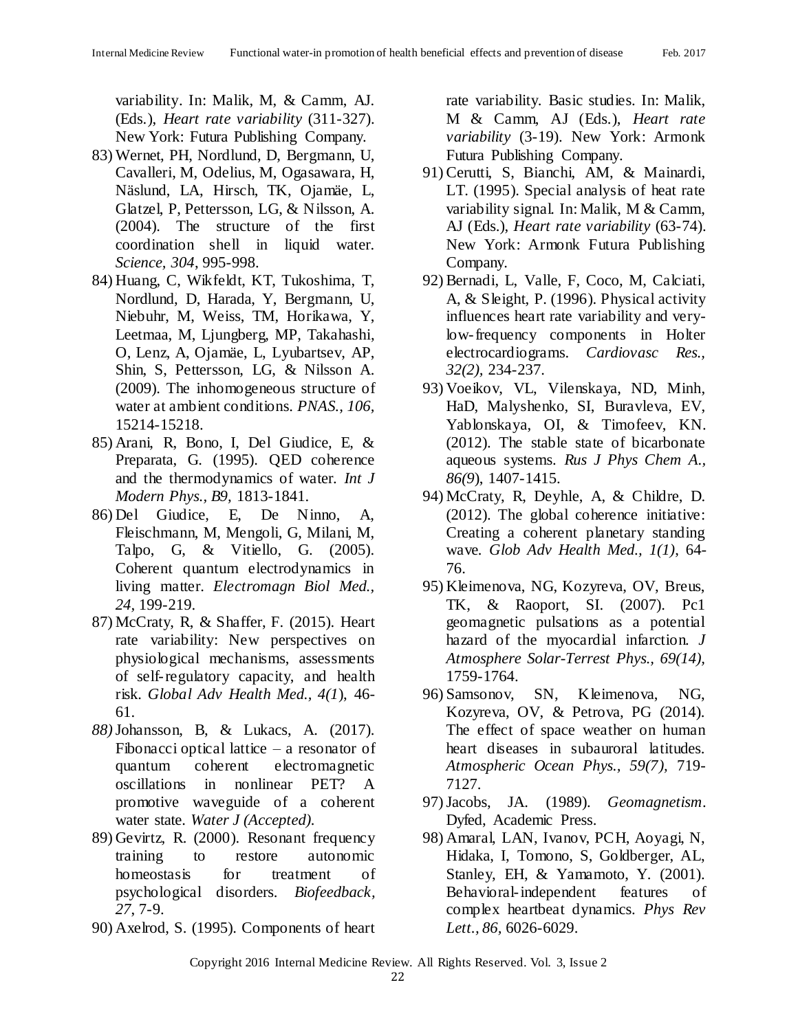variability. In: Malik, M, & Camm, AJ. (Eds.), *Heart rate variability* (311-327). New York: Futura Publishing Company.

83) Wernet, PH, Nordlund, D, Bergmann, U, Cavalleri, M, Odelius, M, Ogasawara, H, Näslund, LA, Hirsch, TK, Ojamäe, L, Glatzel, P, Pettersson, LG, & Nilsson, A. (2004). The structure of the first coordination shell in liquid water. *Science, 304*, 995-998.
84) Huang, C, Wikfeldt, KT, Tukoshima, T, Nordlund, D, Harada, Y, Bergmann, U, Niebuhr, M, Weiss, TM, Horikawa, Y, Leetmaa, M, Ljungberg, MP, Takahashi, O, Lenz, A, Ojamäe, L, Lyubartsev, AP, Shin, S, Pettersson, LG, & Nilsson A. (2009). The inhomogeneous structure of water at ambient conditions. *PNAS., 106,* 15214-15218.
85) Arani, R, Bono, I, Del Giudice, E, & Preparata, G. (1995). QED coherence and the thermodynamics of water. *Int J Modern Phys., B9,* 1813-1841.
86) Del Giudice, E, De Ninno, A, Fleischmann, M, Mengoli, G, Milani, M, Talpo, G, & Vitiello, G. (2005). Coherent quantum electrodynamics in living matter. *Electromagn Biol Med., 24,* 199-219.
87) McCraty, R, & Shaffer, F. (2015). Heart rate variability: New perspectives on physiological mechanisms, assessments of self-regulatory capacity, and health risk. *Global Adv Health Med., 4(1*), 46-61.
88) Johansson, B, & Lukacs, A. (2017). Fibonacci optical lattice – a resonator of quantum coherent electromagnetic oscillations in nonlinear PET? A promotive waveguide of a coherent water state. *Water J (Accepted).*
89) Gevirtz, R. (2000). Resonant frequency training to restore autonomic homeostasis for treatment of psychological disorders. *Biofeedback, 27,* 7-9.
90) Axelrod, S. (1995). Components of heart rate variability. Basic studies. In: Malik, M & Camm, AJ (Eds.), *Heart rate variability* (3-19). New York: Armonk Futura Publishing Company.
91) Cerutti, S, Bianchi, AM, & Mainardi, LT. (1995). Special analysis of heat rate variability signal. In: Malik, M & Camm, AJ (Eds.), *Heart rate variability* (63-74). New York: Armonk Futura Publishing Company.
92) Bernadi, L, Valle, F, Coco, M, Calciati, A, & Sleight, P. (1996). Physical activity influences heart rate variability and very-low-frequency components in Holter electrocardiograms. *Cardiovasc Res., 32(2),* 234-237.
93) Voeikov, VL, Vilenskaya, ND, Minh, HaD, Malyshenko, SI, Buravleva, EV, Yablonskaya, OI, & Timofeev, KN. (2012). The stable state of bicarbonate aqueous systems. *Rus J Phys Chem A., 86(9*), 1407-1415.
94) McCraty, R, Deyhle, A, & Childre, D. (2012). The global coherence initiative: Creating a coherent planetary standing wave. *Glob Adv Health Med., 1(1)*, 64-76.
95) Kleimenova, NG, Kozyreva, OV, Breus, TK, & Raoport, SI. (2007). Pc1 geomagnetic pulsations as a potential hazard of the myocardial infarction. *J Atmosphere Solar-Terrest Phys., 69(14),* 1759-1764.
96) Samsonov, SN, Kleimenova, NG, Kozyreva, OV, & Petrova, PG (2014). The effect of space weather on human heart diseases in subauroral latitudes. *Atmospheric Ocean Phys., 59(7),* 719-7127.
97) Jacobs, JA. (1989). *Geomagnetism*. Dyfed, Academic Press.
98) Amaral, LAN, Ivanov, PCH, Aoyagi, N, Hidaka, I, Tomono, S, Goldberger, AL, Stanley, EH, & Yamamoto, Y. (2001). Behavioral-independent features of complex heartbeat dynamics. *Phys Rev Lett., 86,* 6026-6029.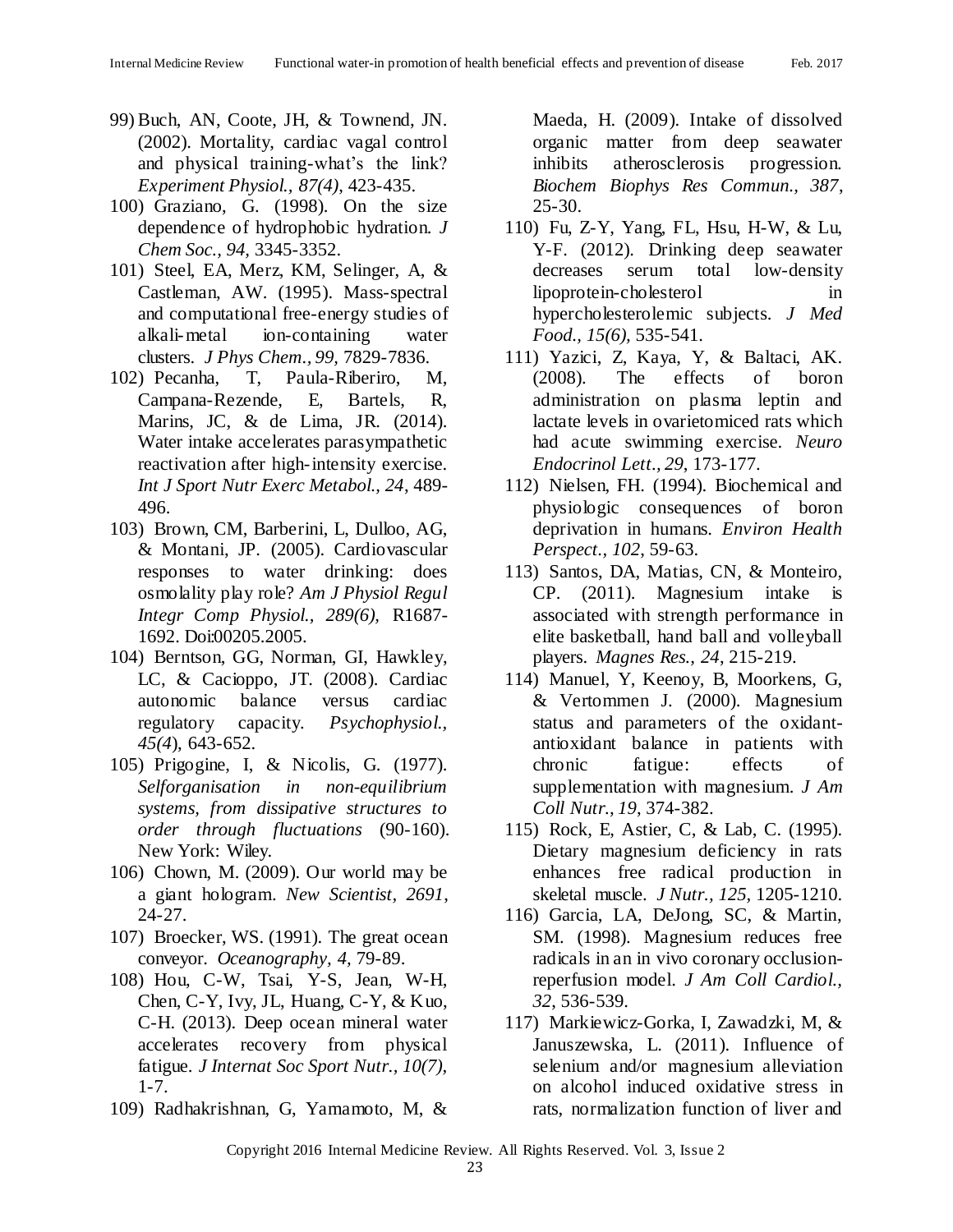99) Buch, AN, Coote, JH, & Townend, JN. (2002). Mortality, cardiac vagal control and physical training-what's the link? *Experiment Physiol., 87(4)*, 423-435.

100) Graziano, G. (1998). On the size dependence of hydrophobic hydration. *J Chem Soc., 94*, 3345-3352.

101) Steel, EA, Merz, KM, Selinger, A, & Castleman, AW. (1995). Mass-spectral and computational free-energy studies of alkali-metal ion-containing water clusters. *J Phys Chem., 99*, 7829-7836.

102) Pecanha, T, Paula-Riberiro, M, Campana-Rezende, E, Bartels, R, Marins, JC, & de Lima, JR. (2014). Water intake accelerates parasympathetic reactivation after high-intensity exercise. *Int J Sport Nutr Exerc Metabol., 24*, 489-496.

103) Brown, CM, Barberini, L, Dulloo, AG, & Montani, JP. (2005). Cardiovascular responses to water drinking: does osmolality play role? *Am J Physiol Regul Integr Comp Physiol., 289(6)*, R1687-1692. Doi:00205.2005.

104) Berntson, GG, Norman, GI, Hawkley, LC, & Cacioppo, JT. (2008). Cardiac autonomic balance versus cardiac regulatory capacity. *Psychophysiol., 45(4)*, 643-652.

105) Prigogine, I, & Nicolis, G. (1977). *Selforganisation in non-equilibrium systems, from dissipative structures to order through fluctuations* (90-160). New York: Wiley.

106) Chown, M. (2009). Our world may be a giant hologram. *New Scientist, 2691*, 24-27.

107) Broecker, WS. (1991). The great ocean conveyor. *Oceanography, 4*, 79-89.

108) Hou, C-W, Tsai, Y-S, Jean, W-H, Chen, C-Y, Ivy, JL, Huang, C-Y, & Kuo, C-H. (2013). Deep ocean mineral water accelerates recovery from physical fatigue. *J Internat Soc Sport Nutr., 10(7)*, 1-7.

109) Radhakrishnan, G, Yamamoto, M, & Maeda, H. (2009). Intake of dissolved organic matter from deep seawater inhibits atherosclerosis progression. *Biochem Biophys Res Commun., 387*, 25-30.

110) Fu, Z-Y, Yang, FL, Hsu, H-W, & Lu, Y-F. (2012). Drinking deep seawater decreases serum total low-density lipoprotein-cholesterol in hypercholesterolemic subjects. *J Med Food., 15(6)*, 535-541.

111) Yazici, Z, Kaya, Y, & Baltaci, AK. (2008). The effects of boron administration on plasma leptin and lactate levels in ovarietomiced rats which had acute swimming exercise. *Neuro Endocrinol Lett., 29*, 173-177.

112) Nielsen, FH. (1994). Biochemical and physiologic consequences of boron deprivation in humans. *Environ Health Perspect., 102*, 59-63.

113) Santos, DA, Matias, CN, & Monteiro, CP. (2011). Magnesium intake is associated with strength performance in elite basketball, hand ball and volleyball players. *Magnes Res., 24*, 215-219.

114) Manuel, Y, Keenoy, B, Moorkens, G, & Vertommen J. (2000). Magnesium status and parameters of the oxidant-antioxidant balance in patients with chronic fatigue: effects of supplementation with magnesium. *J Am Coll Nutr., 19*, 374-382.

115) Rock, E, Astier, C, & Lab, C. (1995). Dietary magnesium deficiency in rats enhances free radical production in skeletal muscle. *J Nutr., 125*, 1205-1210.

116) Garcia, LA, DeJong, SC, & Martin, SM. (1998). Magnesium reduces free radicals in an in vivo coronary occlusion-reperfusion model. *J Am Coll Cardiol., 32*, 536-539.

117) Markiewicz-Gorka, I, Zawadzki, M, & Januszewska, L. (2011). Influence of selenium and/or magnesium alleviation on alcohol induced oxidative stress in rats, normalization function of liver and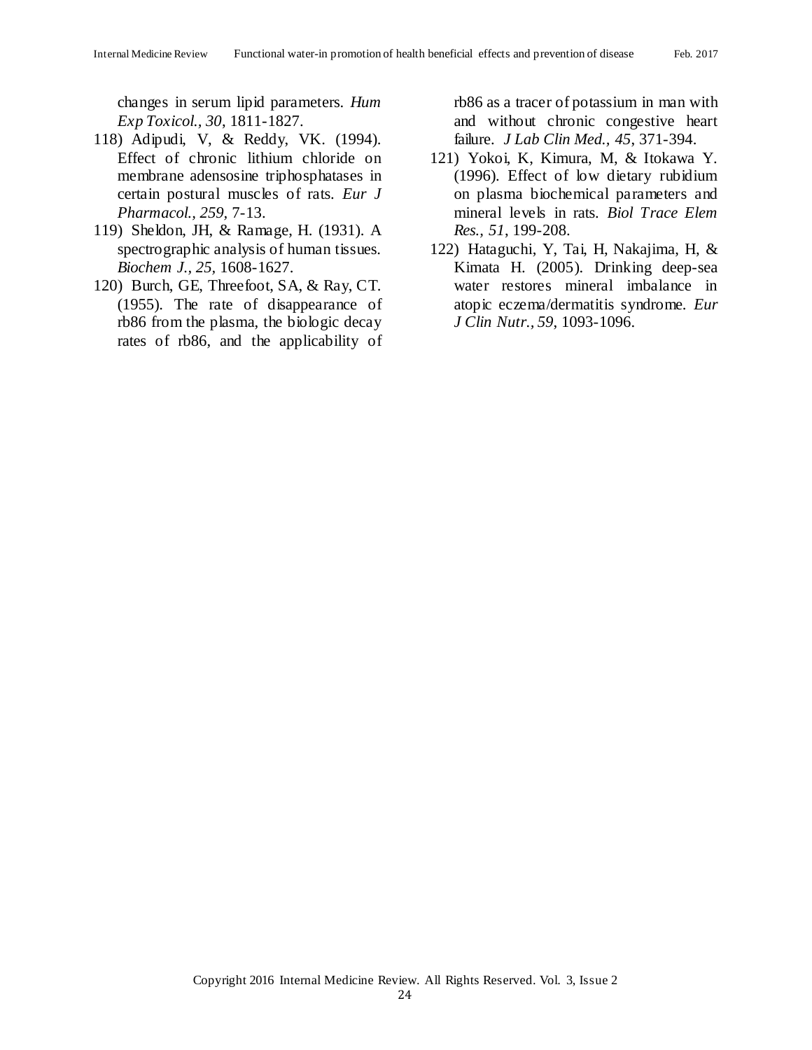changes in serum lipid parameters. *Hum Exp Toxicol., 30*, 1811-1827.

118) Adipudi, V, & Reddy, VK. (1994). Effect of chronic lithium chloride on membrane adensosine triphosphatases in certain postural muscles of rats. *Eur J Pharmacol., 259,* 7-13.

119) Sheldon, JH, & Ramage, H. (1931). A spectrographic analysis of human tissues. *Biochem J., 25,* 1608-1627.

120) Burch, GE, Threefoot, SA, & Ray, CT. (1955). The rate of disappearance of rb86 from the plasma, the biologic decay rates of rb86, and the applicability of rb86 as a tracer of potassium in man with and without chronic congestive heart failure. *J Lab Clin Med., 45*, 371-394.

121) Yokoi, K, Kimura, M, & Itokawa Y. (1996). Effect of low dietary rubidium on plasma biochemical parameters and mineral levels in rats. *Biol Trace Elem Res., 51*, 199-208.

122) Hataguchi, Y, Tai, H, Nakajima, H, & Kimata H. (2005). Drinking deep-sea water restores mineral imbalance in atopic eczema/dermatitis syndrome. *Eur J Clin Nutr., 59*, 1093-1096.